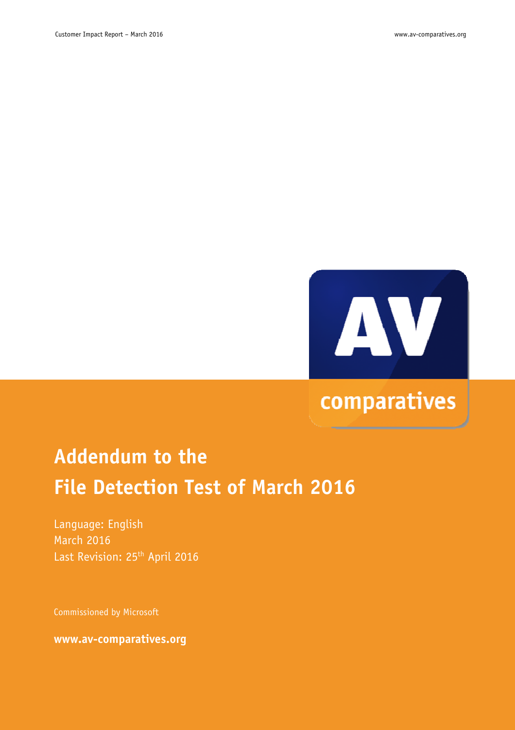# Addendum to the File Detection Test of March 2016

Language: English
March 2016
Last Revision: 25th April 2016

Commissioned by Microsoft

**www.av-comparatives.org**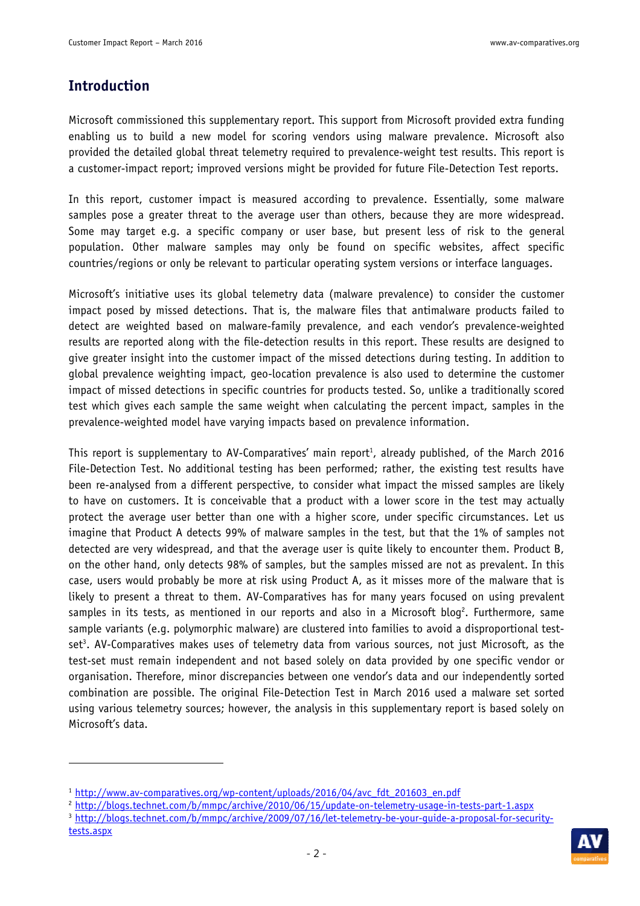## Introduction

Microsoft commissioned this supplementary report. This support from Microsoft provided extra funding enabling us to build a new model for scoring vendors using malware prevalence. Microsoft also provided the detailed global threat telemetry required to prevalence-weight test results. This report is a customer-impact report; improved versions might be provided for future File-Detection Test reports.

In this report, customer impact is measured according to prevalence. Essentially, some malware samples pose a greater threat to the average user than others, because they are more widespread. Some may target e.g. a specific company or user base, but present less of risk to the general population. Other malware samples may only be found on specific websites, affect specific countries/regions or only be relevant to particular operating system versions or interface languages.

Microsoft's initiative uses its global telemetry data (malware prevalence) to consider the customer impact posed by missed detections. That is, the malware files that antimalware products failed to detect are weighted based on malware-family prevalence, and each vendor's prevalence-weighted results are reported along with the file-detection results in this report. These results are designed to give greater insight into the customer impact of the missed detections during testing. In addition to global prevalence weighting impact, geo-location prevalence is also used to determine the customer impact of missed detections in specific countries for products tested. So, unlike a traditionally scored test which gives each sample the same weight when calculating the percent impact, samples in the prevalence-weighted model have varying impacts based on prevalence information.

This report is supplementary to AV-Comparatives' main report[1], already published, of the March 2016 File-Detection Test. No additional testing has been performed; rather, the existing test results have been re-analysed from a different perspective, to consider what impact the missed samples are likely to have on customers. It is conceivable that a product with a lower score in the test may actually protect the average user better than one with a higher score, under specific circumstances. Let us imagine that Product A detects 99% of malware samples in the test, but that the 1% of samples not detected are very widespread, and that the average user is quite likely to encounter them. Product B, on the other hand, only detects 98% of samples, but the samples missed are not as prevalent. In this case, users would probably be more at risk using Product A, as it misses more of the malware that is likely to present a threat to them. AV-Comparatives has for many years focused on using prevalent samples in its tests, as mentioned in our reports and also in a Microsoft blog[2]. Furthermore, same sample variants (e.g. polymorphic malware) are clustered into families to avoid a disproportional test-set[3]. AV-Comparatives makes uses of telemetry data from various sources, not just Microsoft, as the test-set must remain independent and not based solely on data provided by one specific vendor or organisation. Therefore, minor discrepancies between one vendor's data and our independently sorted combination are possible. The original File-Detection Test in March 2016 used a malware set sorted using various telemetry sources; however, the analysis in this supplementary report is based solely on Microsoft's data.

---

[1] http://www.av-comparatives.org/wp-content/uploads/2016/04/avc_fdt_201603_en.pdf

[2] http://blogs.technet.com/b/mmpc/archive/2010/06/15/update-on-telemetry-usage-in-tests-part-1.aspx

[3] http://blogs.technet.com/b/mmpc/archive/2009/07/16/let-telemetry-be-your-guide-a-proposal-for-security-tests.aspx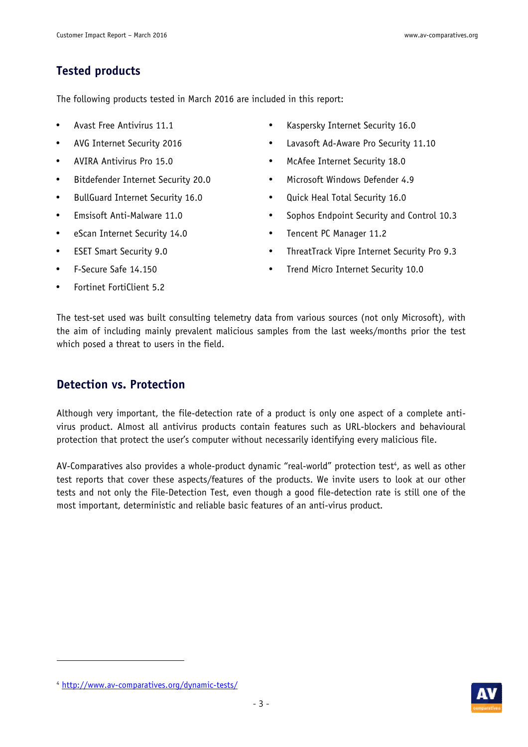## Tested products

The following products tested in March 2016 are included in this report:

- Avast Free Antivirus 11.1
- AVG Internet Security 2016
- AVIRA Antivirus Pro 15.0
- Bitdefender Internet Security 20.0
- BullGuard Internet Security 16.0
- Emsisoft Anti-Malware 11.0
- eScan Internet Security 14.0
- ESET Smart Security 9.0
- F-Secure Safe 14.150
- Fortinet FortiClient 5.2
- Kaspersky Internet Security 16.0
- Lavasoft Ad-Aware Pro Security 11.10
- McAfee Internet Security 18.0
- Microsoft Windows Defender 4.9
- Quick Heal Total Security 16.0
- Sophos Endpoint Security and Control 10.3
- Tencent PC Manager 11.2
- ThreatTrack Vipre Internet Security Pro 9.3
- Trend Micro Internet Security 10.0

The test-set used was built consulting telemetry data from various sources (not only Microsoft), with the aim of including mainly prevalent malicious samples from the last weeks/months prior the test which posed a threat to users in the field.

## Detection vs. Protection

Although very important, the file-detection rate of a product is only one aspect of a complete anti-virus product. Almost all antivirus products contain features such as URL-blockers and behavioural protection that protect the user's computer without necessarily identifying every malicious file.

AV-Comparatives also provides a whole-product dynamic "real-world" protection test[4], as well as other test reports that cover these aspects/features of the products. We invite users to look at our other tests and not only the File-Detection Test, even though a good file-detection rate is still one of the most important, deterministic and reliable basic features of an anti-virus product.

[4] http://www.av-comparatives.org/dynamic-tests/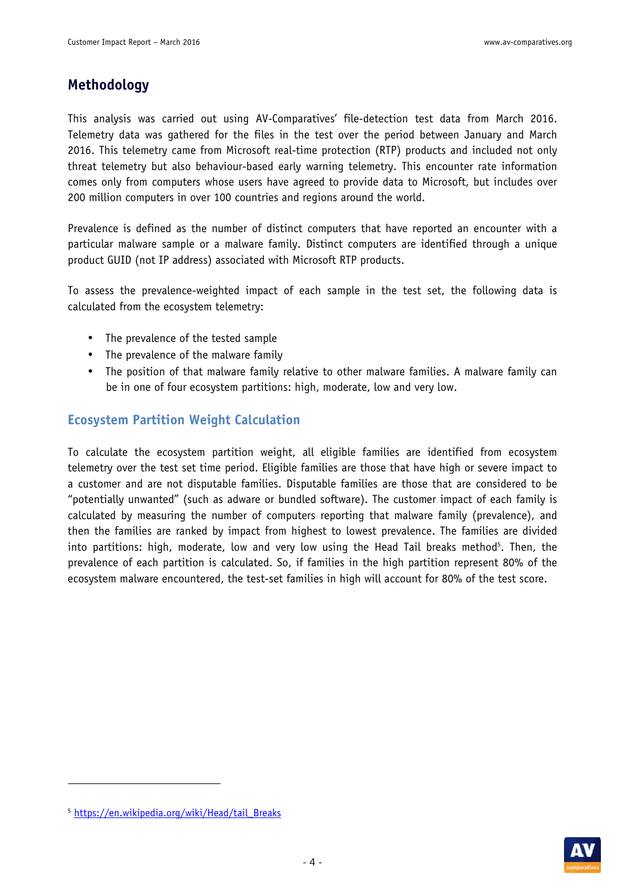## Methodology

This analysis was carried out using AV-Comparatives' file-detection test data from March 2016. Telemetry data was gathered for the files in the test over the period between January and March 2016. This telemetry came from Microsoft real-time protection (RTP) products and included not only threat telemetry but also behaviour-based early warning telemetry. This encounter rate information comes only from computers whose users have agreed to provide data to Microsoft, but includes over 200 million computers in over 100 countries and regions around the world.

Prevalence is defined as the number of distinct computers that have reported an encounter with a particular malware sample or a malware family. Distinct computers are identified through a unique product GUID (not IP address) associated with Microsoft RTP products.

To assess the prevalence-weighted impact of each sample in the test set, the following data is calculated from the ecosystem telemetry:

- The prevalence of the tested sample
- The prevalence of the malware family
- The position of that malware family relative to other malware families. A malware family can be in one of four ecosystem partitions: high, moderate, low and very low.

### Ecosystem Partition Weight Calculation

To calculate the ecosystem partition weight, all eligible families are identified from ecosystem telemetry over the test set time period. Eligible families are those that have high or severe impact to a customer and are not disputable families. Disputable families are those that are considered to be "potentially unwanted" (such as adware or bundled software). The customer impact of each family is calculated by measuring the number of computers reporting that malware family (prevalence), and then the families are ranked by impact from highest to lowest prevalence. The families are divided into partitions: high, moderate, low and very low using the Head Tail breaks method[5]. Then, the prevalence of each partition is calculated. So, if families in the high partition represent 80% of the ecosystem malware encountered, the test-set families in high will account for 80% of the test score.

[5] https://en.wikipedia.org/wiki/Head/tail_Breaks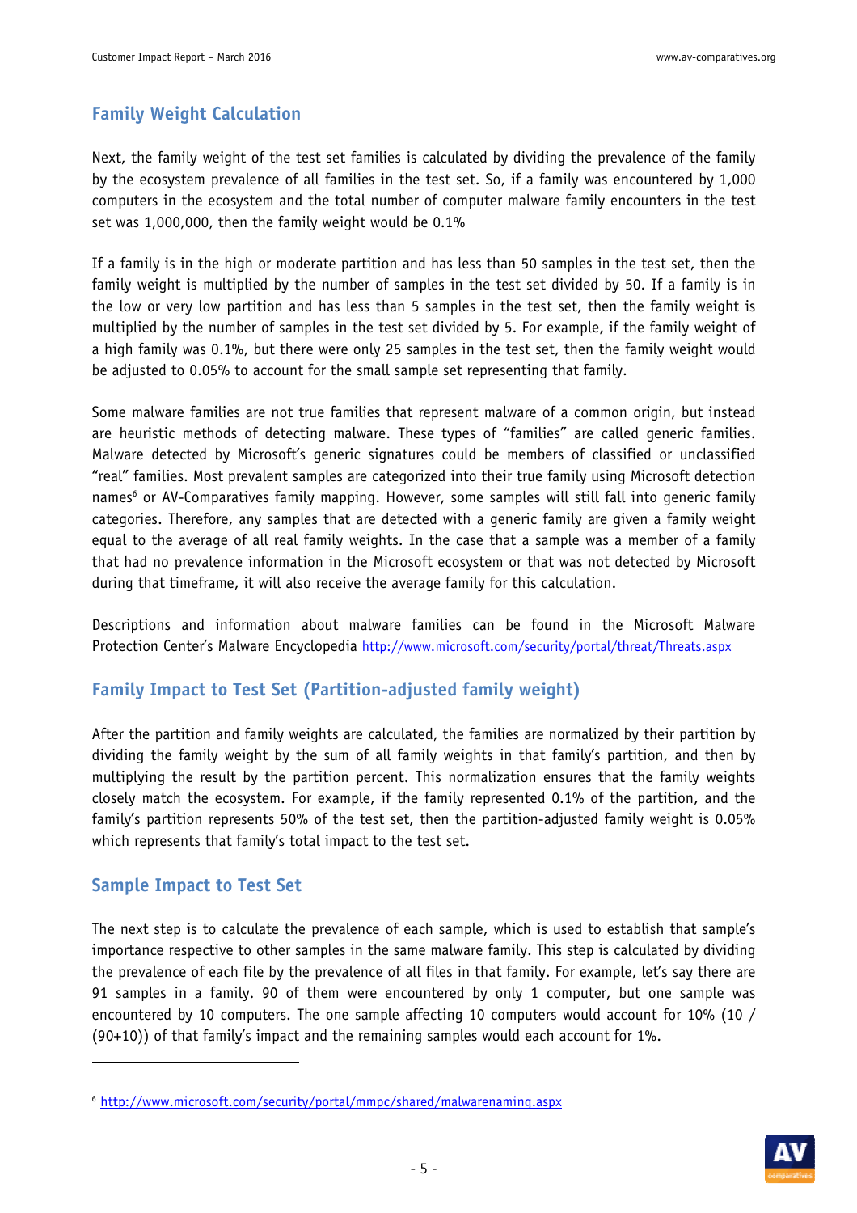## Family Weight Calculation

Next, the family weight of the test set families is calculated by dividing the prevalence of the family by the ecosystem prevalence of all families in the test set. So, if a family was encountered by 1,000 computers in the ecosystem and the total number of computer malware family encounters in the test set was 1,000,000, then the family weight would be 0.1%

If a family is in the high or moderate partition and has less than 50 samples in the test set, then the family weight is multiplied by the number of samples in the test set divided by 50. If a family is in the low or very low partition and has less than 5 samples in the test set, then the family weight is multiplied by the number of samples in the test set divided by 5. For example, if the family weight of a high family was 0.1%, but there were only 25 samples in the test set, then the family weight would be adjusted to 0.05% to account for the small sample set representing that family.

Some malware families are not true families that represent malware of a common origin, but instead are heuristic methods of detecting malware. These types of "families" are called generic families. Malware detected by Microsoft's generic signatures could be members of classified or unclassified "real" families. Most prevalent samples are categorized into their true family using Microsoft detection names[6] or AV-Comparatives family mapping. However, some samples will still fall into generic family categories. Therefore, any samples that are detected with a generic family are given a family weight equal to the average of all real family weights. In the case that a sample was a member of a family that had no prevalence information in the Microsoft ecosystem or that was not detected by Microsoft during that timeframe, it will also receive the average family for this calculation.

Descriptions and information about malware families can be found in the Microsoft Malware Protection Center's Malware Encyclopedia http://www.microsoft.com/security/portal/threat/Threats.aspx

## Family Impact to Test Set (Partition-adjusted family weight)

After the partition and family weights are calculated, the families are normalized by their partition by dividing the family weight by the sum of all family weights in that family's partition, and then by multiplying the result by the partition percent. This normalization ensures that the family weights closely match the ecosystem. For example, if the family represented 0.1% of the partition, and the family's partition represents 50% of the test set, then the partition-adjusted family weight is 0.05% which represents that family's total impact to the test set.

## Sample Impact to Test Set

The next step is to calculate the prevalence of each sample, which is used to establish that sample's importance respective to other samples in the same malware family. This step is calculated by dividing the prevalence of each file by the prevalence of all files in that family. For example, let's say there are 91 samples in a family. 90 of them were encountered by only 1 computer, but one sample was encountered by 10 computers. The one sample affecting 10 computers would account for 10% (10 / (90+10)) of that family's impact and the remaining samples would each account for 1%.

---

[6] http://www.microsoft.com/security/portal/mmpc/shared/malwarenaming.aspx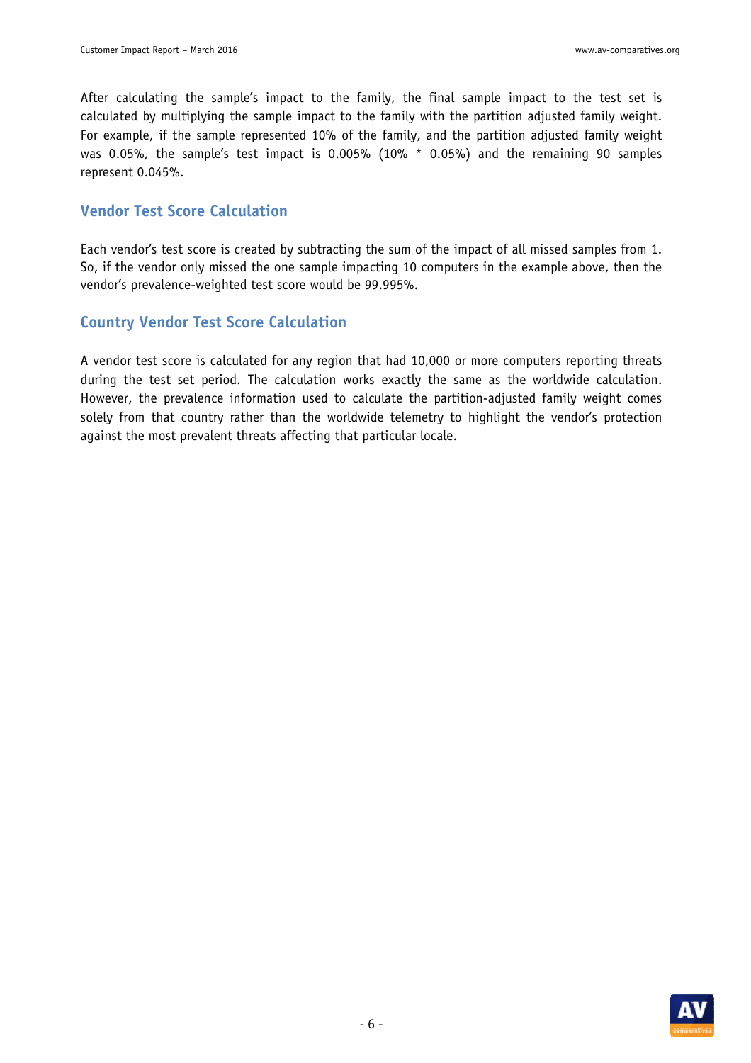After calculating the sample's impact to the family, the final sample impact to the test set is calculated by multiplying the sample impact to the family with the partition adjusted family weight. For example, if the sample represented 10% of the family, and the partition adjusted family weight was 0.05%, the sample's test impact is 0.005% (10% * 0.05%) and the remaining 90 samples represent 0.045%.

## Vendor Test Score Calculation

Each vendor's test score is created by subtracting the sum of the impact of all missed samples from 1. So, if the vendor only missed the one sample impacting 10 computers in the example above, then the vendor's prevalence-weighted test score would be 99.995%.

## Country Vendor Test Score Calculation

A vendor test score is calculated for any region that had 10,000 or more computers reporting threats during the test set period. The calculation works exactly the same as the worldwide calculation. However, the prevalence information used to calculate the partition-adjusted family weight comes solely from that country rather than the worldwide telemetry to highlight the vendor's protection against the most prevalent threats affecting that particular locale.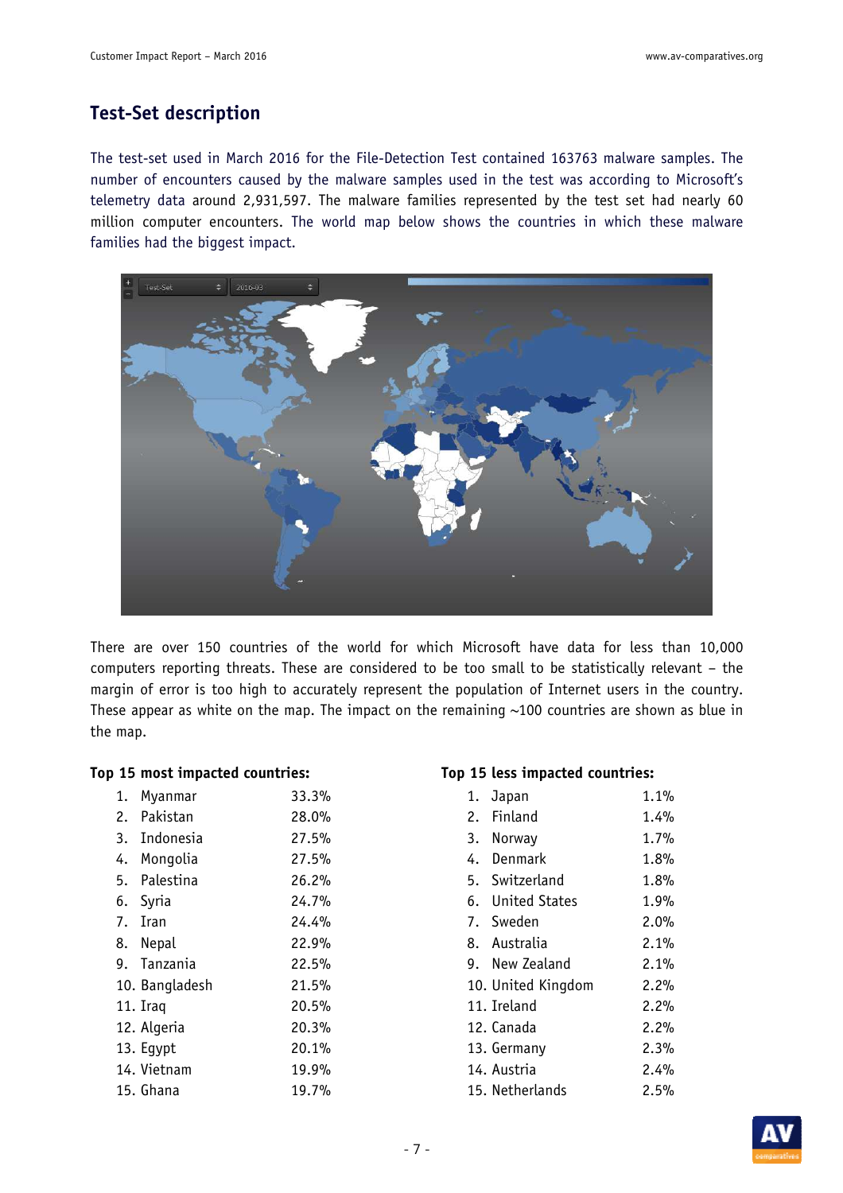## Test-Set description

The test-set used in March 2016 for the File-Detection Test contained 163763 malware samples. The number of encounters caused by the malware samples used in the test was according to Microsoft's telemetry data around 2,931,597. The malware families represented by the test set had nearly 60 million computer encounters. The world map below shows the countries in which these malware families had the biggest impact.

There are over 150 countries of the world for which Microsoft have data for less than 10,000 computers reporting threats. These are considered to be too small to be statistically relevant – the margin of error is too high to accurately represent the population of Internet users in the country. These appear as white on the map. The impact on the remaining ~100 countries are shown as blue in the map.

**Top 15 most impacted countries:**

| | Country | Impact |
|---|---|---|
| 1. | Myanmar | 33.3% |
| 2. | Pakistan | 28.0% |
| 3. | Indonesia | 27.5% |
| 4. | Mongolia | 27.5% |
| 5. | Palestina | 26.2% |
| 6. | Syria | 24.7% |
| 7. | Iran | 24.4% |
| 8. | Nepal | 22.9% |
| 9. | Tanzania | 22.5% |
| 10. | Bangladesh | 21.5% |
| 11. | Iraq | 20.5% |
| 12. | Algeria | 20.3% |
| 13. | Egypt | 20.1% |
| 14. | Vietnam | 19.9% |
| 15. | Ghana | 19.7% |

**Top 15 less impacted countries:**

| | Country | Impact |
|---|---|---|
| 1. | Japan | 1.1% |
| 2. | Finland | 1.4% |
| 3. | Norway | 1.7% |
| 4. | Denmark | 1.8% |
| 5. | Switzerland | 1.8% |
| 6. | United States | 1.9% |
| 7. | Sweden | 2.0% |
| 8. | Australia | 2.1% |
| 9. | New Zealand | 2.1% |
| 10. | United Kingdom | 2.2% |
| 11. | Ireland | 2.2% |
| 12. | Canada | 2.2% |
| 13. | Germany | 2.3% |
| 14. | Austria | 2.4% |
| 15. | Netherlands | 2.5% |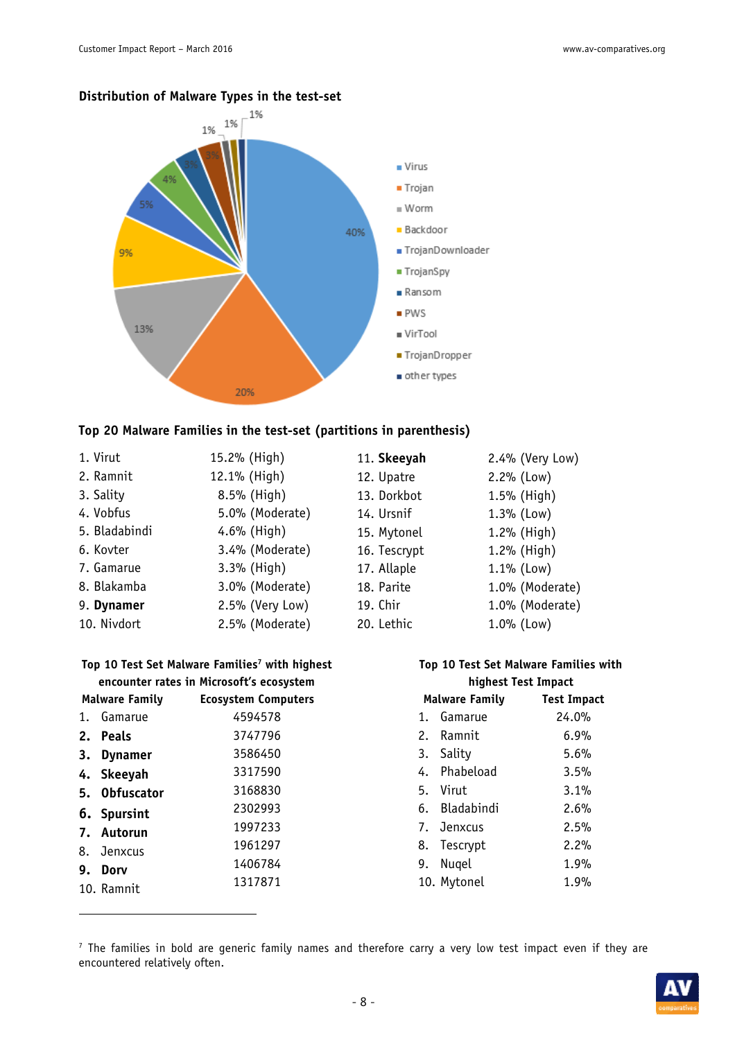### Distribution of Malware Types in the test-set

| Malware Type | Share |
|---|---|
| Virus | 40% |
| Trojan | 20% |
| Worm | 13% |
| Backdoor | 9% |
| TrojanDownloader | 5% |
| TrojanSpy | 4% |
| Ransom | 3% |
| PWS | 3% |
| VirTool | 1% |
| TrojanDropper | 1% |
| other types | 1% |

### Top 20 Malware Families in the test-set (partitions in parenthesis)

| Malware Family | Share (Partition) |
|---|---|
| 1. Virut | 15.2% (High) |
| 2. Ramnit | 12.1% (High) |
| 3. Sality | 8.5% (High) |
| 4. Vobfus | 5.0% (Moderate) |
| 5. Bladabindi | 4.6% (High) |
| 6. Kovter | 3.4% (Moderate) |
| 7. Gamarue | 3.3% (High) |
| 8. Blakamba | 3.0% (Moderate) |
| 9. **Dynamer** | 2.5% (Very Low) |
| 10. Nivdort | 2.5% (Moderate) |
| 11. **Skeeyah** | 2.4% (Very Low) |
| 12. Upatre | 2.2% (Low) |
| 13. Dorkbot | 1.5% (High) |
| 14. Ursnif | 1.3% (Low) |
| 15. Mytonel | 1.2% (High) |
| 16. Tescrypt | 1.2% (High) |
| 17. Allaple | 1.1% (Low) |
| 18. Parite | 1.0% (Moderate) |
| 19. Chir | 1.0% (Moderate) |
| 20. Lethic | 1.0% (Low) |

**Top 10 Test Set Malware Families[7] with highest encounter rates in Microsoft's ecosystem**

| Malware Family | Ecosystem Computers |
|---|---|
| 1. Gamarue | 4594578 |
| 2. **Peals** | 3747796 |
| 3. **Dynamer** | 3586450 |
| 4. **Skeeyah** | 3317590 |
| 5. **Obfuscator** | 3168830 |
| 6. **Spursint** | 2302993 |
| 7. **Autorun** | 1997233 |
| 8. Jenxcus | 1961297 |
| 9. **Dorv** | 1406784 |
| 10. Ramnit | 1317871 |

**Top 10 Test Set Malware Families with highest Test Impact**

| Malware Family | Test Impact |
|---|---|
| 1. Gamarue | 24.0% |
| 2. Ramnit | 6.9% |
| 3. Sality | 5.6% |
| 4. Phabeload | 3.5% |
| 5. Virut | 3.1% |
| 6. Bladabindi | 2.6% |
| 7. Jenxcus | 2.5% |
| 8. Tescrypt | 2.2% |
| 9. Nuqel | 1.9% |
| 10. Mytonel | 1.9% |

[7] The families in bold are generic family names and therefore carry a very low test impact even if they are encountered relatively often.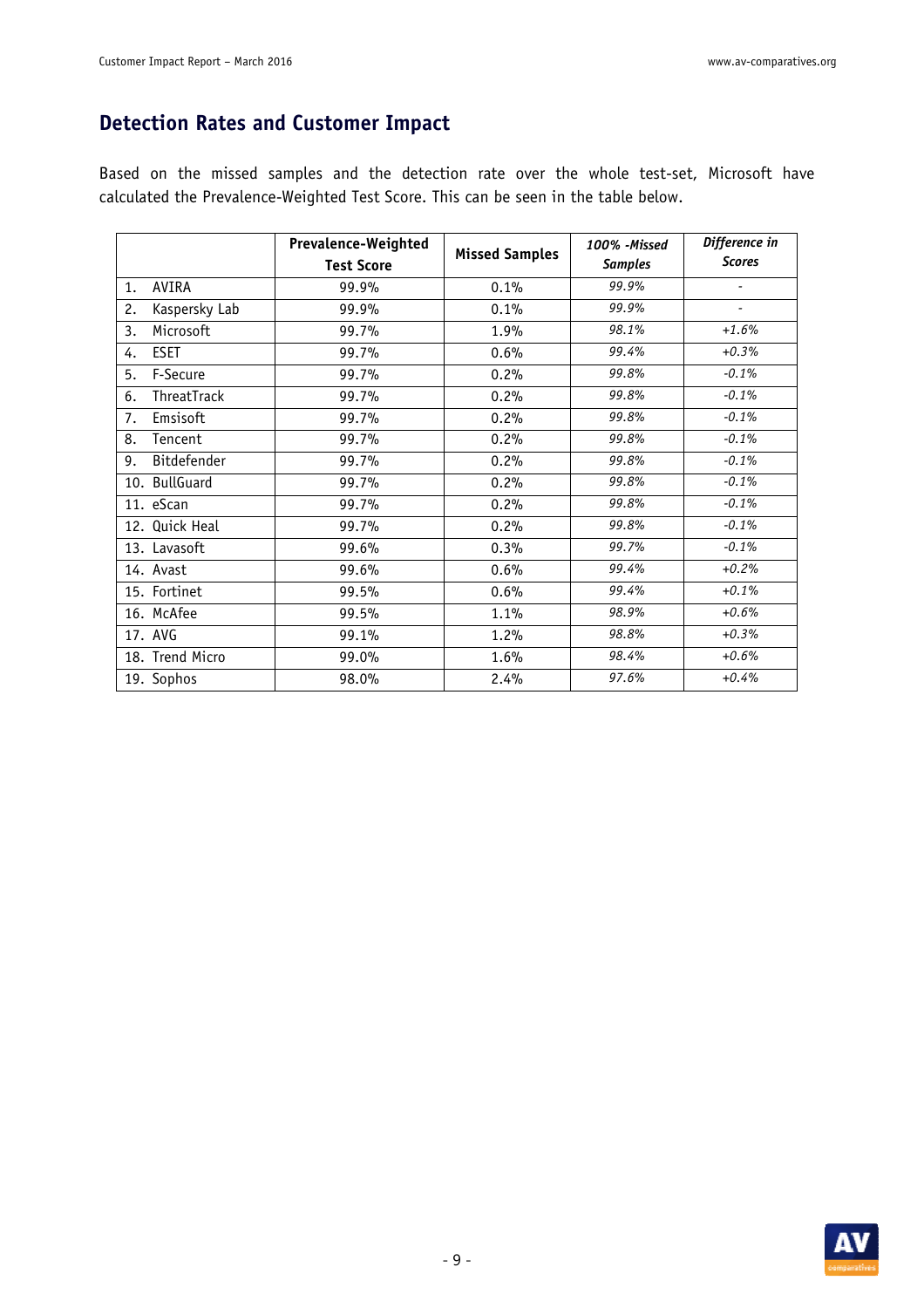## Detection Rates and Customer Impact

Based on the missed samples and the detection rate over the whole test-set, Microsoft have calculated the Prevalence-Weighted Test Score. This can be seen in the table below.

| | Prevalence-Weighted Test Score | Missed Samples | *100% -Missed Samples* | *Difference in Scores* |
|---|---|---|---|---|
| 1. AVIRA | 99.9% | 0.1% | *99.9%* | - |
| 2. Kaspersky Lab | 99.9% | 0.1% | *99.9%* | - |
| 3. Microsoft | 99.7% | 1.9% | *98.1%* | *+1.6%* |
| 4. ESET | 99.7% | 0.6% | *99.4%* | *+0.3%* |
| 5. F-Secure | 99.7% | 0.2% | *99.8%* | *-0.1%* |
| 6. ThreatTrack | 99.7% | 0.2% | *99.8%* | *-0.1%* |
| 7. Emsisoft | 99.7% | 0.2% | *99.8%* | *-0.1%* |
| 8. Tencent | 99.7% | 0.2% | *99.8%* | *-0.1%* |
| 9. Bitdefender | 99.7% | 0.2% | *99.8%* | *-0.1%* |
| 10. BullGuard | 99.7% | 0.2% | *99.8%* | *-0.1%* |
| 11. eScan | 99.7% | 0.2% | *99.8%* | *-0.1%* |
| 12. Quick Heal | 99.7% | 0.2% | *99.8%* | *-0.1%* |
| 13. Lavasoft | 99.6% | 0.3% | *99.7%* | *-0.1%* |
| 14. Avast | 99.6% | 0.6% | *99.4%* | *+0.2%* |
| 15. Fortinet | 99.5% | 0.6% | *99.4%* | *+0.1%* |
| 16. McAfee | 99.5% | 1.1% | *98.9%* | *+0.6%* |
| 17. AVG | 99.1% | 1.2% | *98.8%* | *+0.3%* |
| 18. Trend Micro | 99.0% | 1.6% | *98.4%* | *+0.6%* |
| 19. Sophos | 98.0% | 2.4% | *97.6%* | *+0.4%* |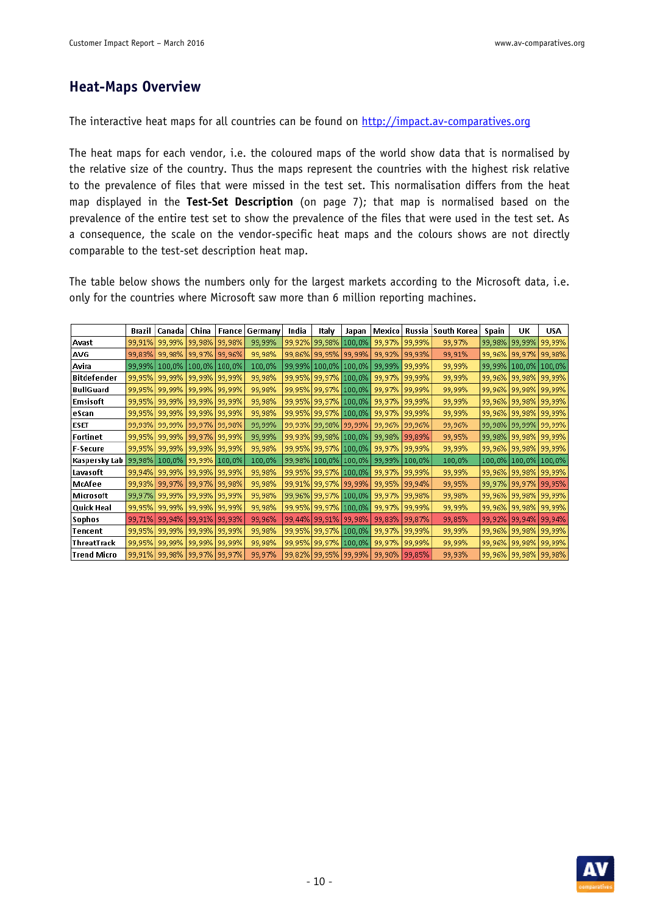## Heat-Maps Overview

The interactive heat maps for all countries can be found on [http://impact.av-comparatives.org](http://impact.av-comparatives.org)

The heat maps for each vendor, i.e. the coloured maps of the world show data that is normalised by the relative size of the country. Thus the maps represent the countries with the highest risk relative to the prevalence of files that were missed in the test set. This normalisation differs from the heat map displayed in the **Test-Set Description** (on page 7); that map is normalised based on the prevalence of the entire test set to show the prevalence of the files that were used in the test set. As a consequence, the scale on the vendor-specific heat maps and the colours shows are not directly comparable to the test-set description heat map.

The table below shows the numbers only for the largest markets according to the Microsoft data, i.e. only for the countries where Microsoft saw more than 6 million reporting machines.

| | Brazil | Canada | China | France | Germany | India | Italy | Japan | Mexico | Russia | South Korea | Spain | UK | USA |
|---|---|---|---|---|---|---|---|---|---|---|---|---|---|---|
| Avast | 99,91% | 99,99% | 99,98% | 99,98% | 99,99% | 99,92% | 99,98% | 100,0% | 99,97% | 99,99% | 99,97% | 99,98% | 99,99% | 99,99% |
| AVG | 99,83% | 99,98% | 99,97% | 99,96% | 99,98% | 99,86% | 99,95% | 99,99% | 99,92% | 99,93% | 99,91% | 99,96% | 99,97% | 99,98% |
| Avira | 99,99% | 100,0% | 100,0% | 100,0% | 100,0% | 99,99% | 100,0% | 100,0% | 99,99% | 99,99% | 99,99% | 99,99% | 100,0% | 100,0% |
| Bitdefender | 99,95% | 99,99% | 99,99% | 99,99% | 99,98% | 99,95% | 99,97% | 100,0% | 99,97% | 99,99% | 99,99% | 99,96% | 99,98% | 99,99% |
| BullGuard | 99,95% | 99,99% | 99,99% | 99,99% | 99,98% | 99,95% | 99,97% | 100,0% | 99,97% | 99,99% | 99,99% | 99,96% | 99,98% | 99,99% |
| Emsisoft | 99,95% | 99,99% | 99,99% | 99,99% | 99,98% | 99,95% | 99,97% | 100,0% | 99,97% | 99,99% | 99,99% | 99,96% | 99,98% | 99,99% |
| eScan | 99,95% | 99,99% | 99,99% | 99,99% | 99,98% | 99,95% | 99,97% | 100,0% | 99,97% | 99,99% | 99,99% | 99,96% | 99,98% | 99,99% |
| ESET | 99,93% | 99,99% | 99,97% | 99,98% | 99,99% | 99,93% | 99,98% | 99,99% | 99,96% | 99,96% | 99,96% | 99,98% | 99,99% | 99,99% |
| Fortinet | 99,95% | 99,99% | 99,97% | 99,99% | 99,99% | 99,93% | 99,98% | 100,0% | 99,98% | 99,89% | 99,95% | 99,98% | 99,98% | 99,99% |
| F-Secure | 99,95% | 99,99% | 99,99% | 99,99% | 99,98% | 99,95% | 99,97% | 100,0% | 99,97% | 99,99% | 99,99% | 99,96% | 99,98% | 99,99% |
| Kaspersky Lab | 99,98% | 100,0% | 99,99% | 100,0% | 100,0% | 99,98% | 100,0% | 100,0% | 99,99% | 100,0% | 100,0% | 100,0% | 100,0% | 100,0% |
| Lavasoft | 99,94% | 99,99% | 99,99% | 99,99% | 99,98% | 99,95% | 99,97% | 100,0% | 99,97% | 99,99% | 99,99% | 99,96% | 99,98% | 99,99% |
| McAfee | 99,93% | 99,97% | 99,97% | 99,98% | 99,98% | 99,91% | 99,97% | 99,99% | 99,95% | 99,94% | 99,95% | 99,97% | 99,97% | 99,95% |
| Microsoft | 99,97% | 99,99% | 99,99% | 99,99% | 99,98% | 99,96% | 99,97% | 100,0% | 99,97% | 99,98% | 99,98% | 99,96% | 99,98% | 99,99% |
| Quick Heal | 99,95% | 99,99% | 99,99% | 99,99% | 99,98% | 99,95% | 99,97% | 100,0% | 99,97% | 99,99% | 99,99% | 99,96% | 99,98% | 99,99% |
| Sophos | 99,71% | 99,94% | 99,91% | 99,93% | 99,96% | 99,44% | 99,91% | 99,98% | 99,83% | 99,87% | 99,85% | 99,92% | 99,94% | 99,94% |
| Tencent | 99,95% | 99,99% | 99,99% | 99,99% | 99,98% | 99,95% | 99,97% | 100,0% | 99,97% | 99,99% | 99,99% | 99,96% | 99,98% | 99,99% |
| ThreatTrack | 99,95% | 99,99% | 99,99% | 99,99% | 99,98% | 99,95% | 99,97% | 100,0% | 99,97% | 99,99% | 99,99% | 99,96% | 99,98% | 99,99% |
| Trend Micro | 99,91% | 99,98% | 99,97% | 99,97% | 99,97% | 99,82% | 99,95% | 99,99% | 99,90% | 99,85% | 99,93% | 99,96% | 99,98% | 99,98% |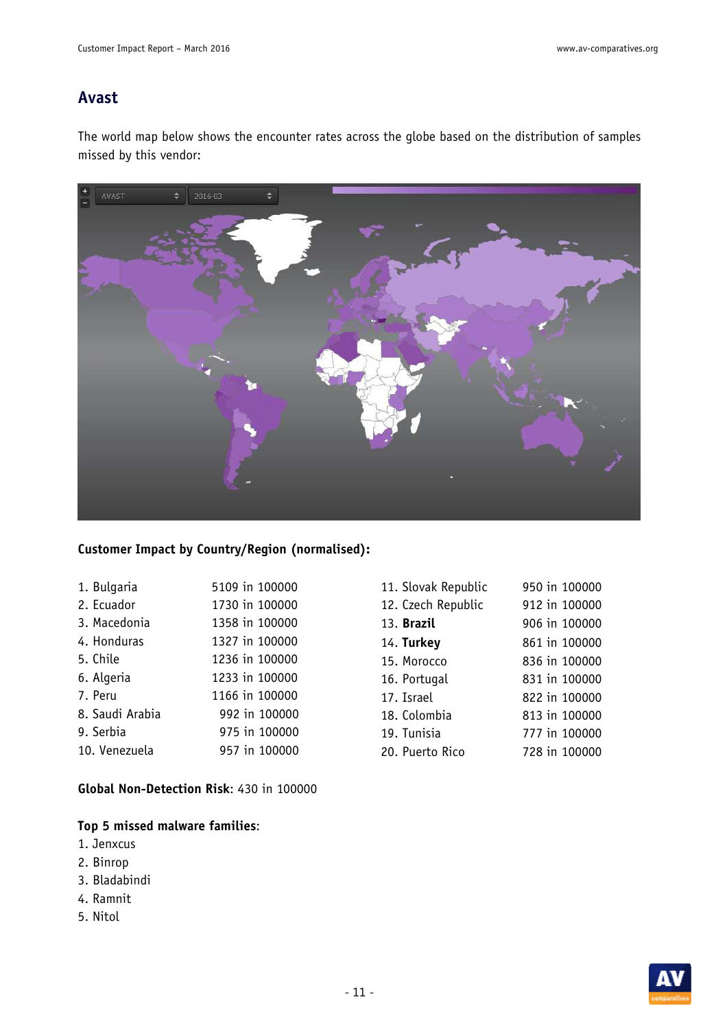## Avast

The world map below shows the encounter rates across the globe based on the distribution of samples missed by this vendor:

**Customer Impact by Country/Region (normalised):**

| | | | |
|---|---|---|---|
| 1. Bulgaria | 5109 in 100000 | 11. Slovak Republic | 950 in 100000 |
| 2. Ecuador | 1730 in 100000 | 12. Czech Republic | 912 in 100000 |
| 3. Macedonia | 1358 in 100000 | 13. **Brazil** | 906 in 100000 |
| 4. Honduras | 1327 in 100000 | 14. **Turkey** | 861 in 100000 |
| 5. Chile | 1236 in 100000 | 15. Morocco | 836 in 100000 |
| 6. Algeria | 1233 in 100000 | 16. Portugal | 831 in 100000 |
| 7. Peru | 1166 in 100000 | 17. Israel | 822 in 100000 |
| 8. Saudi Arabia | 992 in 100000 | 18. Colombia | 813 in 100000 |
| 9. Serbia | 975 in 100000 | 19. Tunisia | 777 in 100000 |
| 10. Venezuela | 957 in 100000 | 20. Puerto Rico | 728 in 100000 |

**Global Non-Detection Risk**: 430 in 100000

**Top 5 missed malware families**:
1. Jenxcus
2. Binrop
3. Bladabindi
4. Ramnit
5. Nitol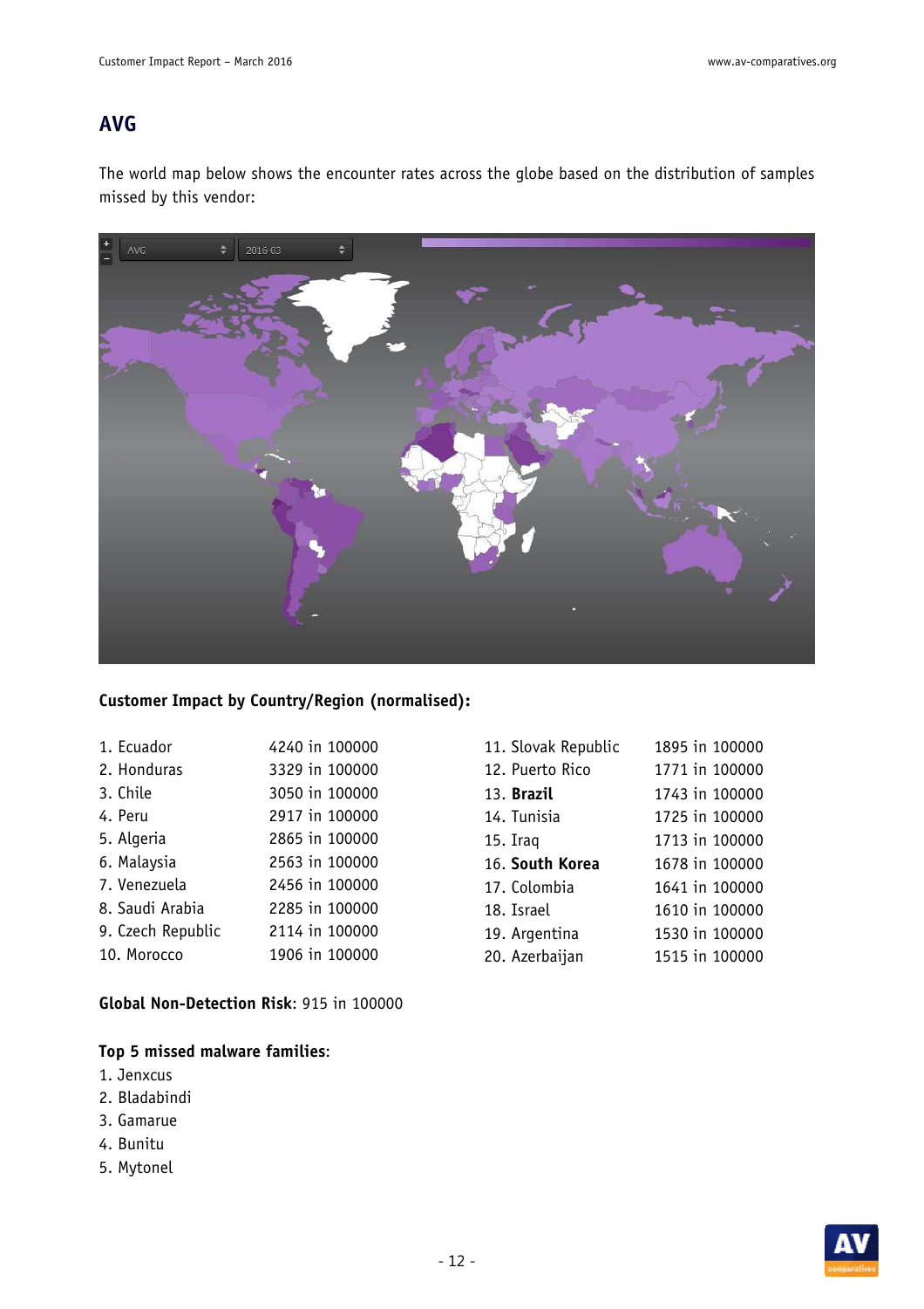## AVG

The world map below shows the encounter rates across the globe based on the distribution of samples missed by this vendor:

**Customer Impact by Country/Region (normalised):**

1. Ecuador 4240 in 100000
2. Honduras 3329 in 100000
3. Chile 3050 in 100000
4. Peru 2917 in 100000
5. Algeria 2865 in 100000
6. Malaysia 2563 in 100000
7. Venezuela 2456 in 100000
8. Saudi Arabia 2285 in 100000
9. Czech Republic 2114 in 100000
10. Morocco 1906 in 100000
11. Slovak Republic 1895 in 100000
12. Puerto Rico 1771 in 100000
13. **Brazil** 1743 in 100000
14. Tunisia 1725 in 100000
15. Iraq 1713 in 100000
16. **South Korea** 1678 in 100000
17. Colombia 1641 in 100000
18. Israel 1610 in 100000
19. Argentina 1530 in 100000
20. Azerbaijan 1515 in 100000

**Global Non-Detection Risk**: 915 in 100000

**Top 5 missed malware families**:
1. Jenxcus
2. Bladabindi
3. Gamarue
4. Bunitu
5. Mytonel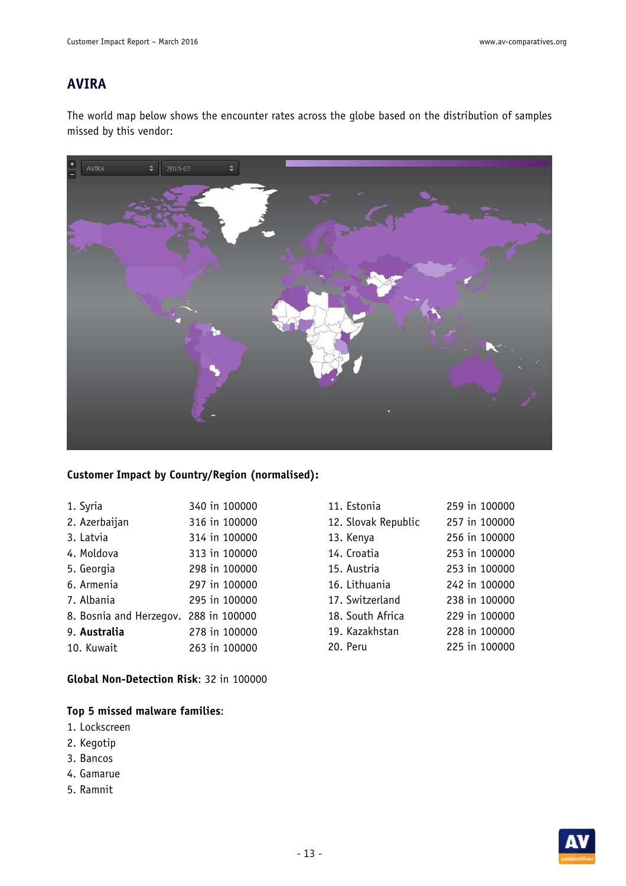## AVIRA

The world map below shows the encounter rates across the globe based on the distribution of samples missed by this vendor:

**Customer Impact by Country/Region (normalised):**

1. Syria 340 in 100000
2. Azerbaijan 316 in 100000
3. Latvia 314 in 100000
4. Moldova 313 in 100000
5. Georgia 298 in 100000
6. Armenia 297 in 100000
7. Albania 295 in 100000
8. Bosnia and Herzegov. 288 in 100000
9. **Australia** 278 in 100000
10. Kuwait 263 in 100000
11. Estonia 259 in 100000
12. Slovak Republic 257 in 100000
13. Kenya 256 in 100000
14. Croatia 253 in 100000
15. Austria 253 in 100000
16. Lithuania 242 in 100000
17. Switzerland 238 in 100000
18. South Africa 229 in 100000
19. Kazakhstan 228 in 100000
20. Peru 225 in 100000

**Global Non-Detection Risk**: 32 in 100000

**Top 5 missed malware families**:
1. Lockscreen
2. Kegotip
3. Bancos
4. Gamarue
5. Ramnit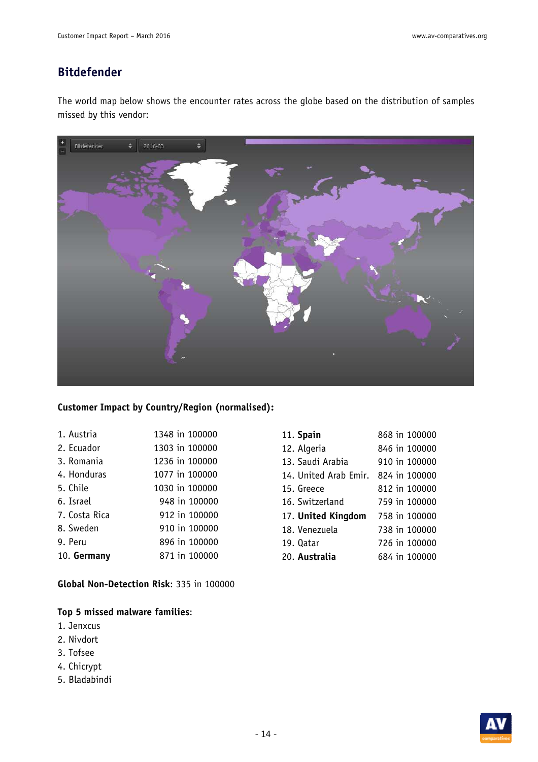## Bitdefender

The world map below shows the encounter rates across the globe based on the distribution of samples missed by this vendor:

**Customer Impact by Country/Region (normalised):**

| | | | |
|---|---|---|---|
| 1. Austria | 1348 in 100000 | 11. **Spain** | 868 in 100000 |
| 2. Ecuador | 1303 in 100000 | 12. Algeria | 846 in 100000 |
| 3. Romania | 1236 in 100000 | 13. Saudi Arabia | 910 in 100000 |
| 4. Honduras | 1077 in 100000 | 14. United Arab Emir. | 824 in 100000 |
| 5. Chile | 1030 in 100000 | 15. Greece | 812 in 100000 |
| 6. Israel | 948 in 100000 | 16. Switzerland | 759 in 100000 |
| 7. Costa Rica | 912 in 100000 | 17. **United Kingdom** | 758 in 100000 |
| 8. Sweden | 910 in 100000 | 18. Venezuela | 738 in 100000 |
| 9. Peru | 896 in 100000 | 19. Qatar | 726 in 100000 |
| 10. **Germany** | 871 in 100000 | 20. **Australia** | 684 in 100000 |

**Global Non-Detection Risk**: 335 in 100000

**Top 5 missed malware families**:
1. Jenxcus
2. Nivdort
3. Tofsee
4. Chicrypt
5. Bladabindi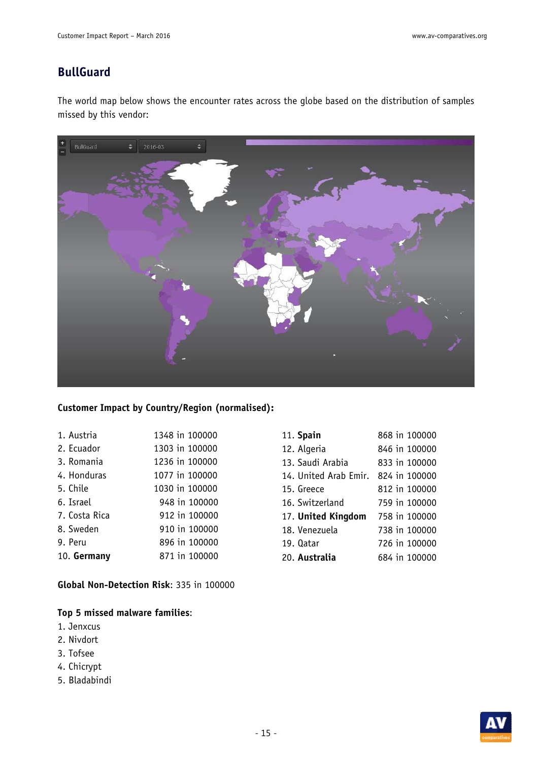## BullGuard

The world map below shows the encounter rates across the globe based on the distribution of samples missed by this vendor:

**Customer Impact by Country/Region (normalised):**

| | | | |
|---|---|---|---|
| 1. Austria | 1348 in 100000 | 11. **Spain** | 868 in 100000 |
| 2. Ecuador | 1303 in 100000 | 12. Algeria | 846 in 100000 |
| 3. Romania | 1236 in 100000 | 13. Saudi Arabia | 833 in 100000 |
| 4. Honduras | 1077 in 100000 | 14. United Arab Emir. | 824 in 100000 |
| 5. Chile | 1030 in 100000 | 15. Greece | 812 in 100000 |
| 6. Israel | 948 in 100000 | 16. Switzerland | 759 in 100000 |
| 7. Costa Rica | 912 in 100000 | 17. **United Kingdom** | 758 in 100000 |
| 8. Sweden | 910 in 100000 | 18. Venezuela | 738 in 100000 |
| 9. Peru | 896 in 100000 | 19. Qatar | 726 in 100000 |
| 10. **Germany** | 871 in 100000 | 20. **Australia** | 684 in 100000 |

**Global Non-Detection Risk**: 335 in 100000

**Top 5 missed malware families**:
1. Jenxcus
2. Nivdort
3. Tofsee
4. Chicrypt
5. Bladabindi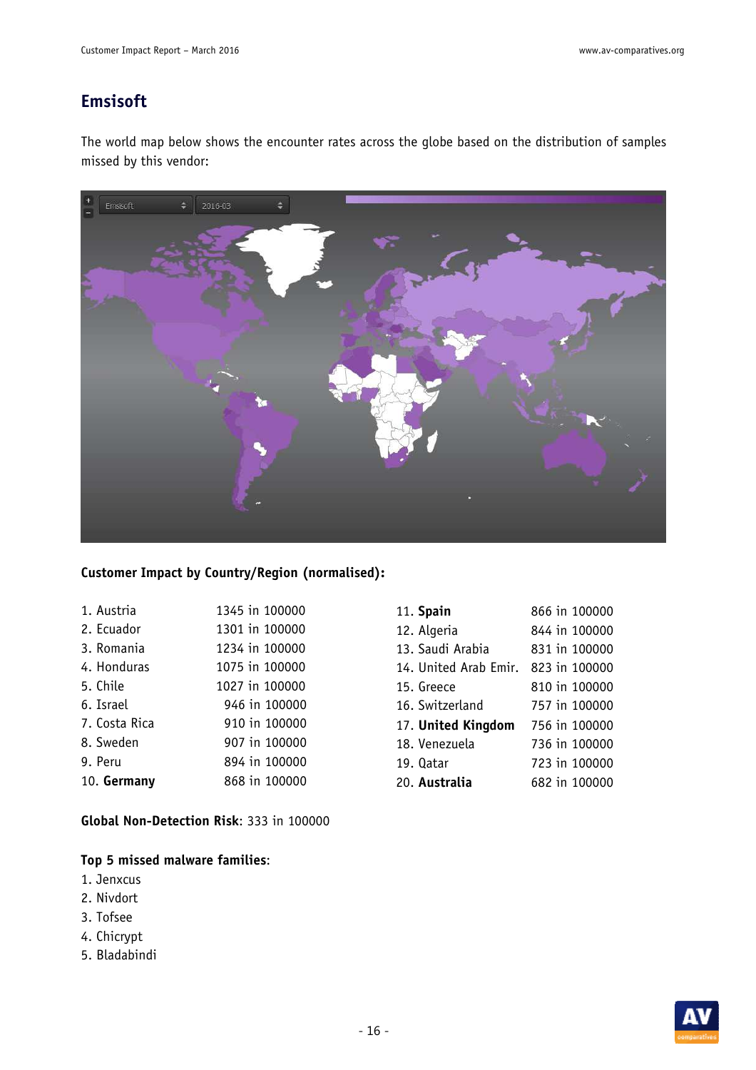## Emsisoft

The world map below shows the encounter rates across the globe based on the distribution of samples missed by this vendor:

**Customer Impact by Country/Region (normalised):**

| | | | |
|---|---|---|---|
| 1. Austria | 1345 in 100000 | 11. **Spain** | 866 in 100000 |
| 2. Ecuador | 1301 in 100000 | 12. Algeria | 844 in 100000 |
| 3. Romania | 1234 in 100000 | 13. Saudi Arabia | 831 in 100000 |
| 4. Honduras | 1075 in 100000 | 14. United Arab Emir. | 823 in 100000 |
| 5. Chile | 1027 in 100000 | 15. Greece | 810 in 100000 |
| 6. Israel | 946 in 100000 | 16. Switzerland | 757 in 100000 |
| 7. Costa Rica | 910 in 100000 | 17. **United Kingdom** | 756 in 100000 |
| 8. Sweden | 907 in 100000 | 18. Venezuela | 736 in 100000 |
| 9. Peru | 894 in 100000 | 19. Qatar | 723 in 100000 |
| 10. **Germany** | 868 in 100000 | 20. **Australia** | 682 in 100000 |

**Global Non-Detection Risk**: 333 in 100000

**Top 5 missed malware families**:

1. Jenxcus
2. Nivdort
3. Tofsee
4. Chicrypt
5. Bladabindi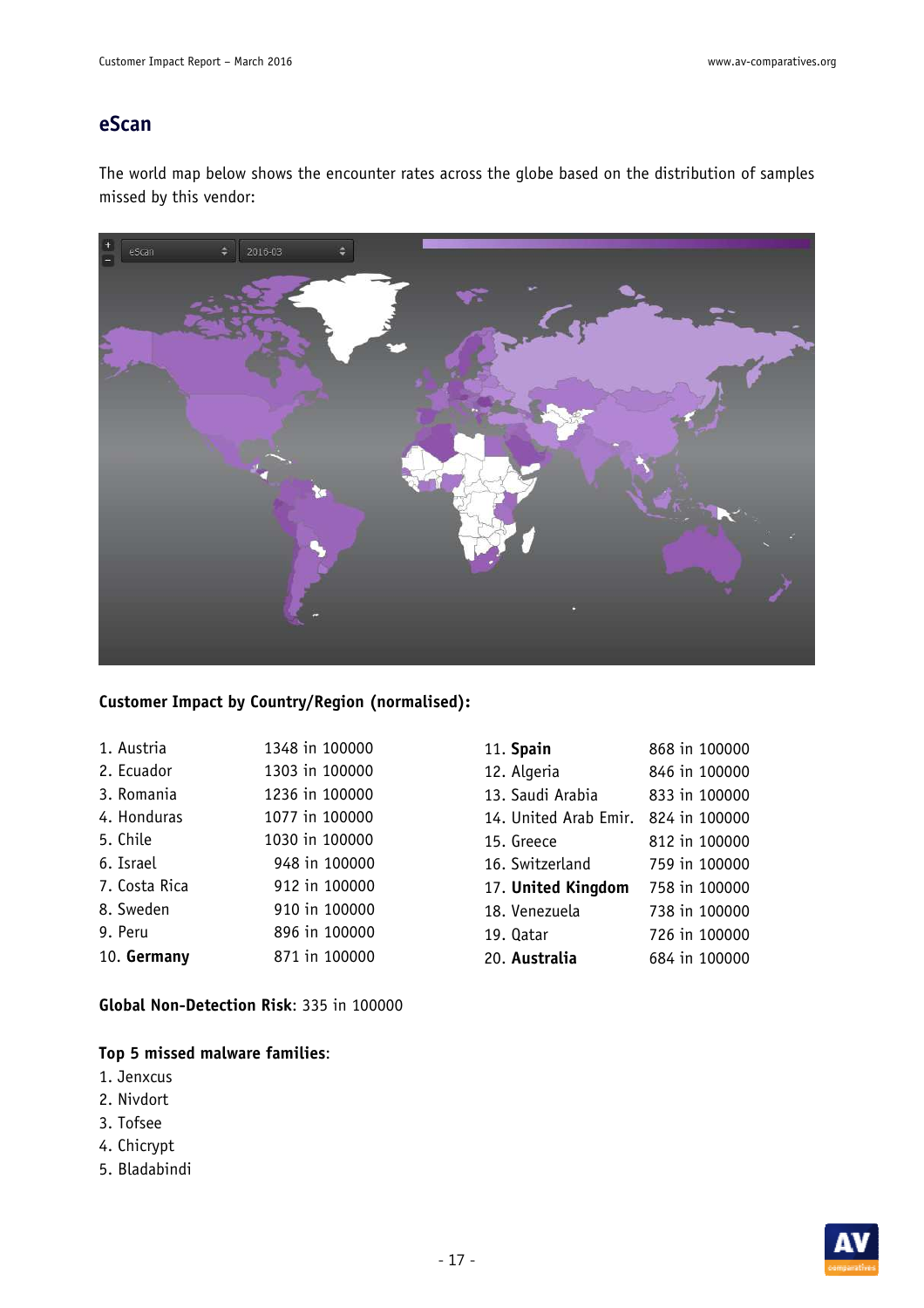## eScan

The world map below shows the encounter rates across the globe based on the distribution of samples missed by this vendor:

**Customer Impact by Country/Region (normalised):**

| | | | |
|---|---|---|---|
| 1. Austria | 1348 in 100000 | 11. **Spain** | 868 in 100000 |
| 2. Ecuador | 1303 in 100000 | 12. Algeria | 846 in 100000 |
| 3. Romania | 1236 in 100000 | 13. Saudi Arabia | 833 in 100000 |
| 4. Honduras | 1077 in 100000 | 14. United Arab Emir. | 824 in 100000 |
| 5. Chile | 1030 in 100000 | 15. Greece | 812 in 100000 |
| 6. Israel | 948 in 100000 | 16. Switzerland | 759 in 100000 |
| 7. Costa Rica | 912 in 100000 | 17. **United Kingdom** | 758 in 100000 |
| 8. Sweden | 910 in 100000 | 18. Venezuela | 738 in 100000 |
| 9. Peru | 896 in 100000 | 19. Qatar | 726 in 100000 |
| 10. **Germany** | 871 in 100000 | 20. **Australia** | 684 in 100000 |

**Global Non-Detection Risk**: 335 in 100000

**Top 5 missed malware families**:
1. Jenxcus
2. Nivdort
3. Tofsee
4. Chicrypt
5. Bladabindi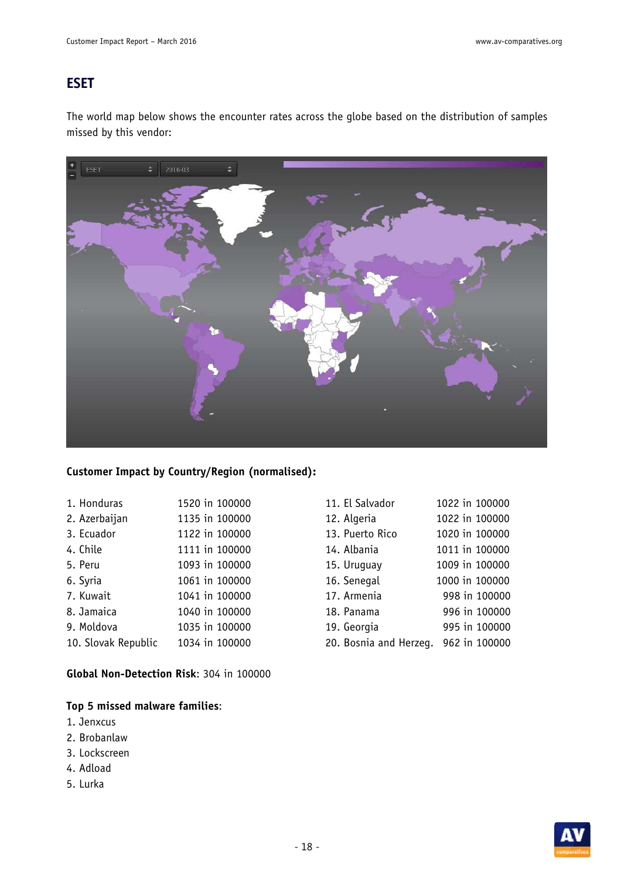## ESET

The world map below shows the encounter rates across the globe based on the distribution of samples missed by this vendor:

**Customer Impact by Country/Region (normalised):**

| | | | |
|---|---|---|---|
| 1. Honduras | 1520 in 100000 | 11. El Salvador | 1022 in 100000 |
| 2. Azerbaijan | 1135 in 100000 | 12. Algeria | 1022 in 100000 |
| 3. Ecuador | 1122 in 100000 | 13. Puerto Rico | 1020 in 100000 |
| 4. Chile | 1111 in 100000 | 14. Albania | 1011 in 100000 |
| 5. Peru | 1093 in 100000 | 15. Uruguay | 1009 in 100000 |
| 6. Syria | 1061 in 100000 | 16. Senegal | 1000 in 100000 |
| 7. Kuwait | 1041 in 100000 | 17. Armenia | 998 in 100000 |
| 8. Jamaica | 1040 in 100000 | 18. Panama | 996 in 100000 |
| 9. Moldova | 1035 in 100000 | 19. Georgia | 995 in 100000 |
| 10. Slovak Republic | 1034 in 100000 | 20. Bosnia and Herzeg. | 962 in 100000 |

**Global Non-Detection Risk**: 304 in 100000

**Top 5 missed malware families**:
1. Jenxcus
2. Brobanlaw
3. Lockscreen
4. Adload
5. Lurka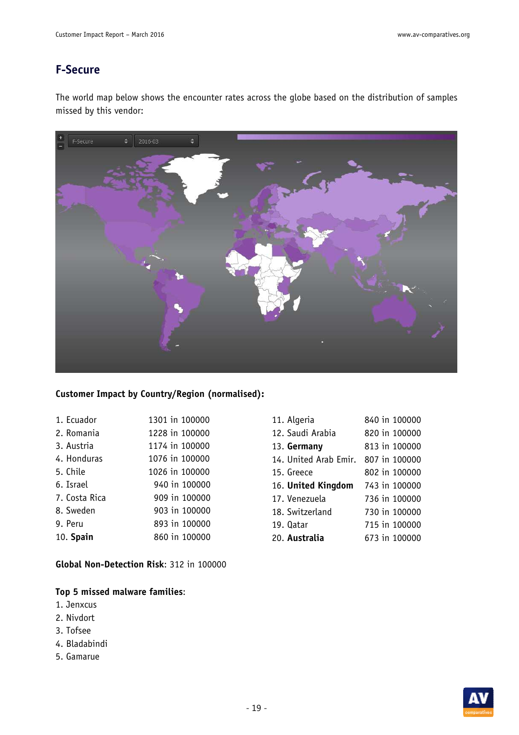## F-Secure

The world map below shows the encounter rates across the globe based on the distribution of samples missed by this vendor:

**Customer Impact by Country/Region (normalised):**

| | | | |
|---|---|---|---|
| 1. Ecuador | 1301 in 100000 | 11. Algeria | 840 in 100000 |
| 2. Romania | 1228 in 100000 | 12. Saudi Arabia | 820 in 100000 |
| 3. Austria | 1174 in 100000 | 13. **Germany** | 813 in 100000 |
| 4. Honduras | 1076 in 100000 | 14. United Arab Emir. | 807 in 100000 |
| 5. Chile | 1026 in 100000 | 15. Greece | 802 in 100000 |
| 6. Israel | 940 in 100000 | 16. **United Kingdom** | 743 in 100000 |
| 7. Costa Rica | 909 in 100000 | 17. Venezuela | 736 in 100000 |
| 8. Sweden | 903 in 100000 | 18. Switzerland | 730 in 100000 |
| 9. Peru | 893 in 100000 | 19. Qatar | 715 in 100000 |
| 10. **Spain** | 860 in 100000 | 20. **Australia** | 673 in 100000 |

**Global Non-Detection Risk**: 312 in 100000

**Top 5 missed malware families**:
1. Jenxcus
2. Nivdort
3. Tofsee
4. Bladabindi
5. Gamarue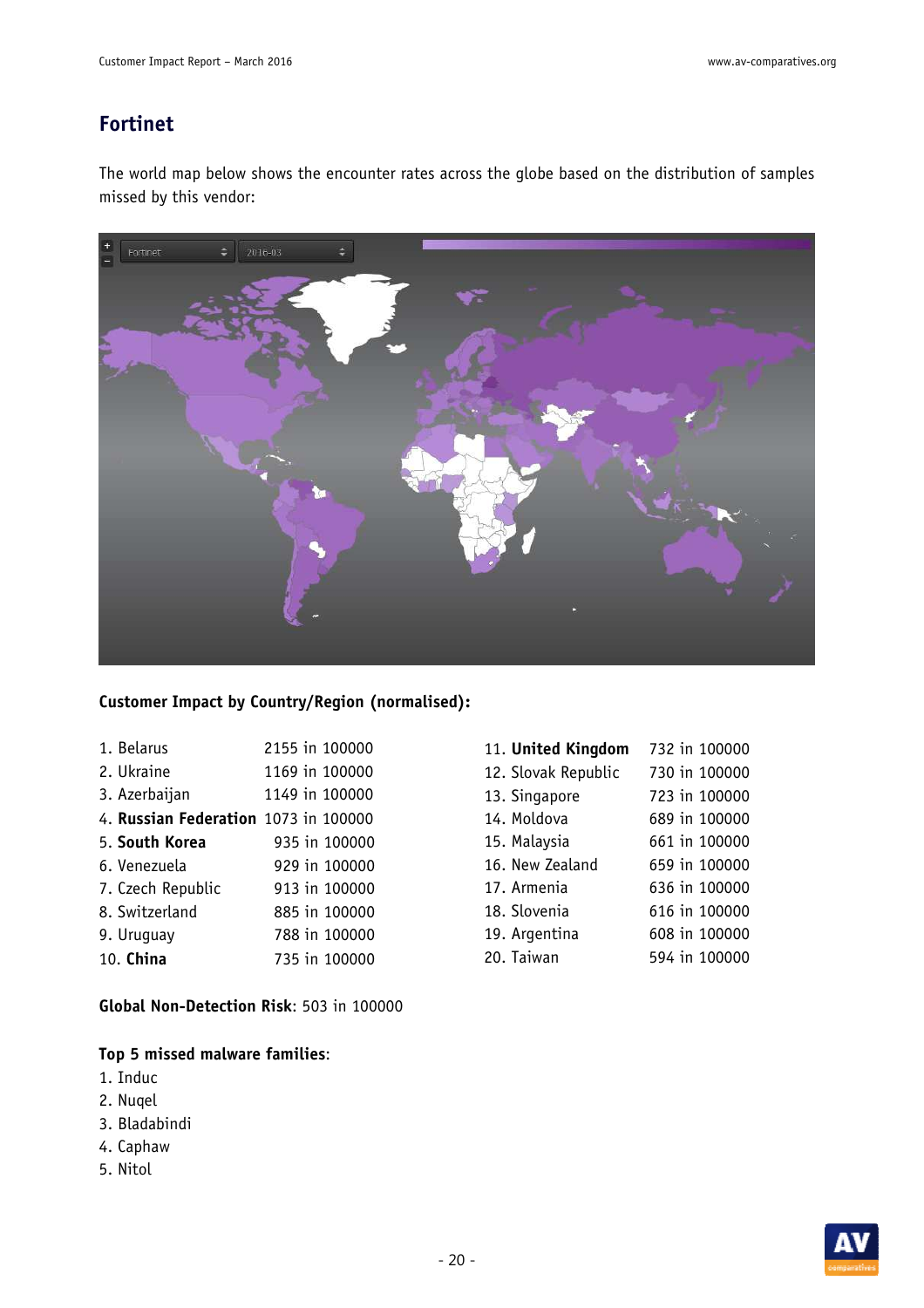# Fortinet

The world map below shows the encounter rates across the globe based on the distribution of samples missed by this vendor:

**Customer Impact by Country/Region (normalised):**

1. Belarus 2155 in 100000
2. Ukraine 1169 in 100000
3. Azerbaijan 1149 in 100000
4. **Russian Federation** 1073 in 100000
5. **South Korea** 935 in 100000
6. Venezuela 929 in 100000
7. Czech Republic 913 in 100000
8. Switzerland 885 in 100000
9. Uruguay 788 in 100000
10. **China** 735 in 100000
11. **United Kingdom** 732 in 100000
12. Slovak Republic 730 in 100000
13. Singapore 723 in 100000
14. Moldova 689 in 100000
15. Malaysia 661 in 100000
16. New Zealand 659 in 100000
17. Armenia 636 in 100000
18. Slovenia 616 in 100000
19. Argentina 608 in 100000
20. Taiwan 594 in 100000

**Global Non-Detection Risk**: 503 in 100000

**Top 5 missed malware families**:
1. Induc
2. Nuqel
3. Bladabindi
4. Caphaw
5. Nitol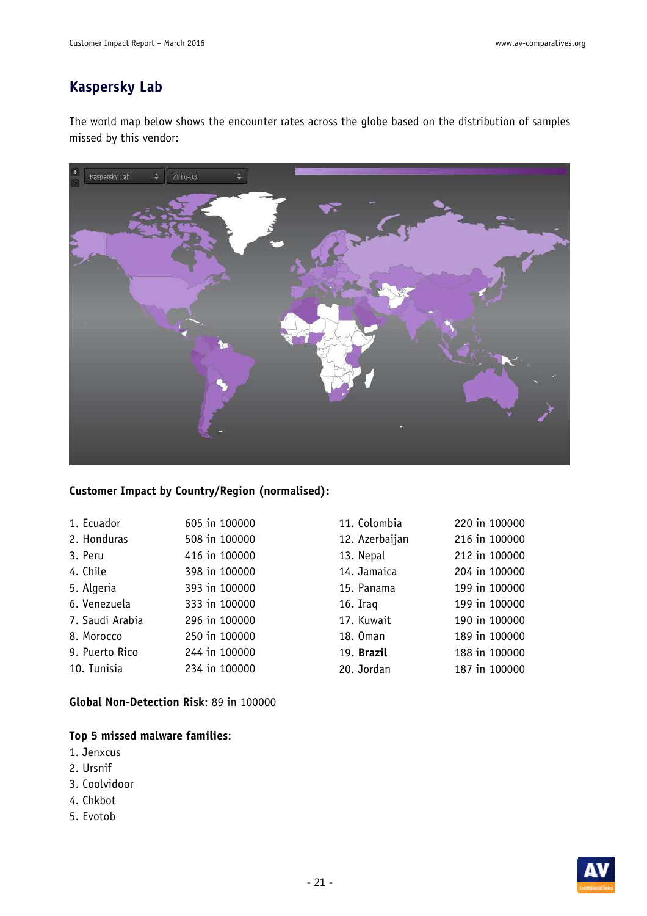## Kaspersky Lab

The world map below shows the encounter rates across the globe based on the distribution of samples missed by this vendor:

**Customer Impact by Country/Region (normalised):**

| | | | |
|---|---|---|---|
| 1. Ecuador | 605 in 100000 | 11. Colombia | 220 in 100000 |
| 2. Honduras | 508 in 100000 | 12. Azerbaijan | 216 in 100000 |
| 3. Peru | 416 in 100000 | 13. Nepal | 212 in 100000 |
| 4. Chile | 398 in 100000 | 14. Jamaica | 204 in 100000 |
| 5. Algeria | 393 in 100000 | 15. Panama | 199 in 100000 |
| 6. Venezuela | 333 in 100000 | 16. Iraq | 199 in 100000 |
| 7. Saudi Arabia | 296 in 100000 | 17. Kuwait | 190 in 100000 |
| 8. Morocco | 250 in 100000 | 18. Oman | 189 in 100000 |
| 9. Puerto Rico | 244 in 100000 | 19. **Brazil** | 188 in 100000 |
| 10. Tunisia | 234 in 100000 | 20. Jordan | 187 in 100000 |

**Global Non-Detection Risk**: 89 in 100000

**Top 5 missed malware families**:
1. Jenxcus
2. Ursnif
3. Coolvidoor
4. Chkbot
5. Evotob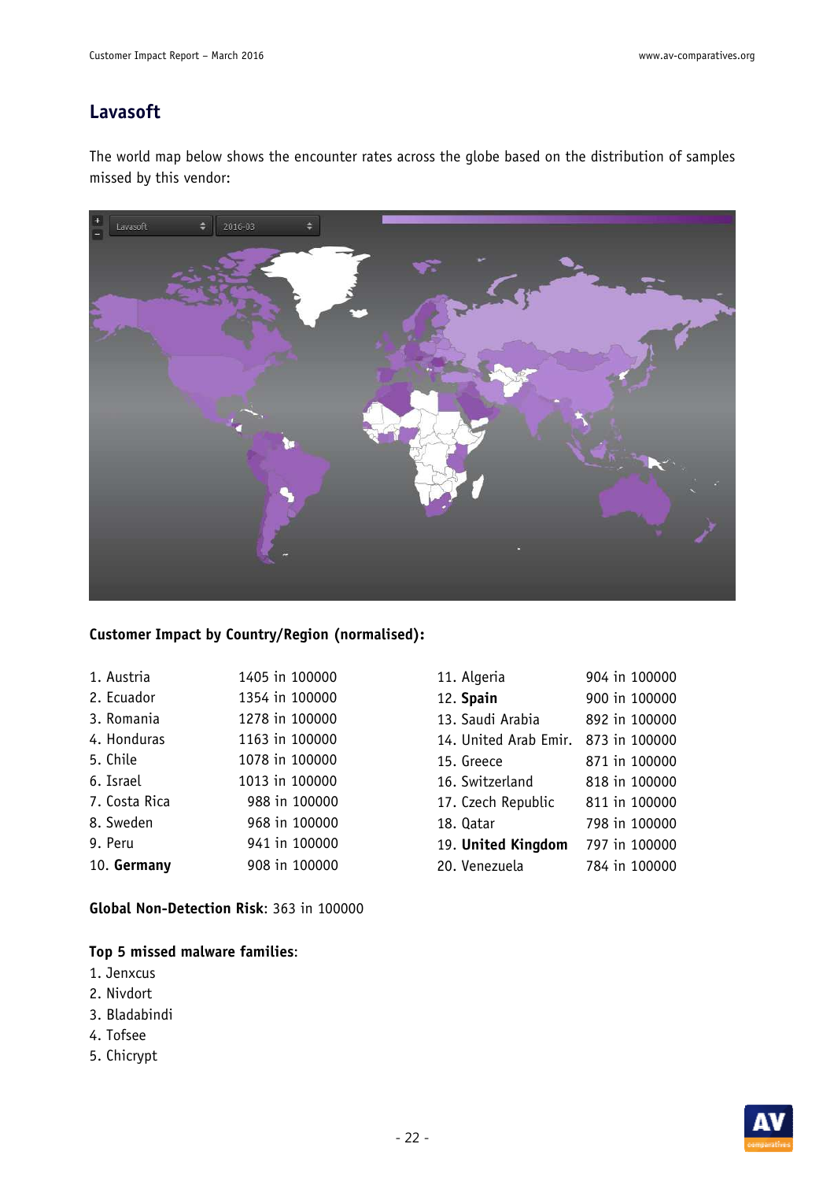## Lavasoft

The world map below shows the encounter rates across the globe based on the distribution of samples missed by this vendor:

**Customer Impact by Country/Region (normalised):**

| | | | |
|---|---|---|---|
| 1. Austria | 1405 in 100000 | 11. Algeria | 904 in 100000 |
| 2. Ecuador | 1354 in 100000 | 12. **Spain** | 900 in 100000 |
| 3. Romania | 1278 in 100000 | 13. Saudi Arabia | 892 in 100000 |
| 4. Honduras | 1163 in 100000 | 14. United Arab Emir. | 873 in 100000 |
| 5. Chile | 1078 in 100000 | 15. Greece | 871 in 100000 |
| 6. Israel | 1013 in 100000 | 16. Switzerland | 818 in 100000 |
| 7. Costa Rica | 988 in 100000 | 17. Czech Republic | 811 in 100000 |
| 8. Sweden | 968 in 100000 | 18. Qatar | 798 in 100000 |
| 9. Peru | 941 in 100000 | 19. **United Kingdom** | 797 in 100000 |
| 10. **Germany** | 908 in 100000 | 20. Venezuela | 784 in 100000 |

**Global Non-Detection Risk**: 363 in 100000

**Top 5 missed malware families**:
1. Jenxcus
2. Nivdort
3. Bladabindi
4. Tofsee
5. Chicrypt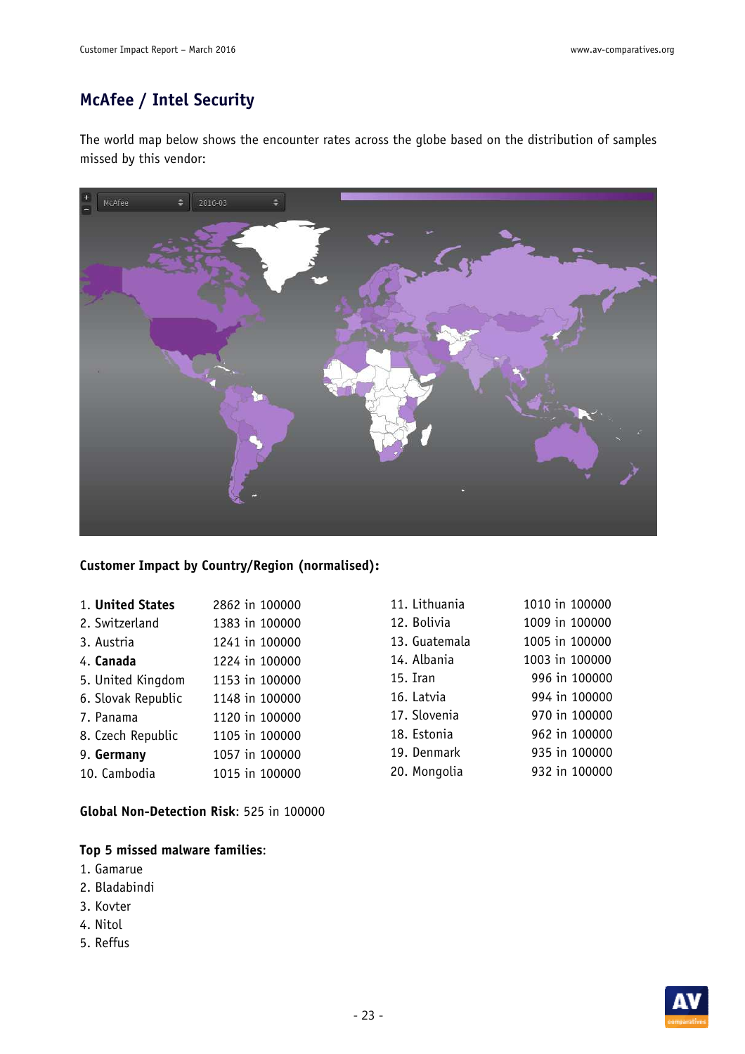## McAfee / Intel Security

The world map below shows the encounter rates across the globe based on the distribution of samples missed by this vendor:

**Customer Impact by Country/Region (normalised):**

| | | | |
|---|---|---|---|
| 1. **United States** | 2862 in 100000 | 11. Lithuania | 1010 in 100000 |
| 2. Switzerland | 1383 in 100000 | 12. Bolivia | 1009 in 100000 |
| 3. Austria | 1241 in 100000 | 13. Guatemala | 1005 in 100000 |
| 4. **Canada** | 1224 in 100000 | 14. Albania | 1003 in 100000 |
| 5. United Kingdom | 1153 in 100000 | 15. Iran | 996 in 100000 |
| 6. Slovak Republic | 1148 in 100000 | 16. Latvia | 994 in 100000 |
| 7. Panama | 1120 in 100000 | 17. Slovenia | 970 in 100000 |
| 8. Czech Republic | 1105 in 100000 | 18. Estonia | 962 in 100000 |
| 9. **Germany** | 1057 in 100000 | 19. Denmark | 935 in 100000 |
| 10. Cambodia | 1015 in 100000 | 20. Mongolia | 932 in 100000 |

**Global Non-Detection Risk**: 525 in 100000

**Top 5 missed malware families**:
1. Gamarue
2. Bladabindi
3. Kovter
4. Nitol
5. Reffus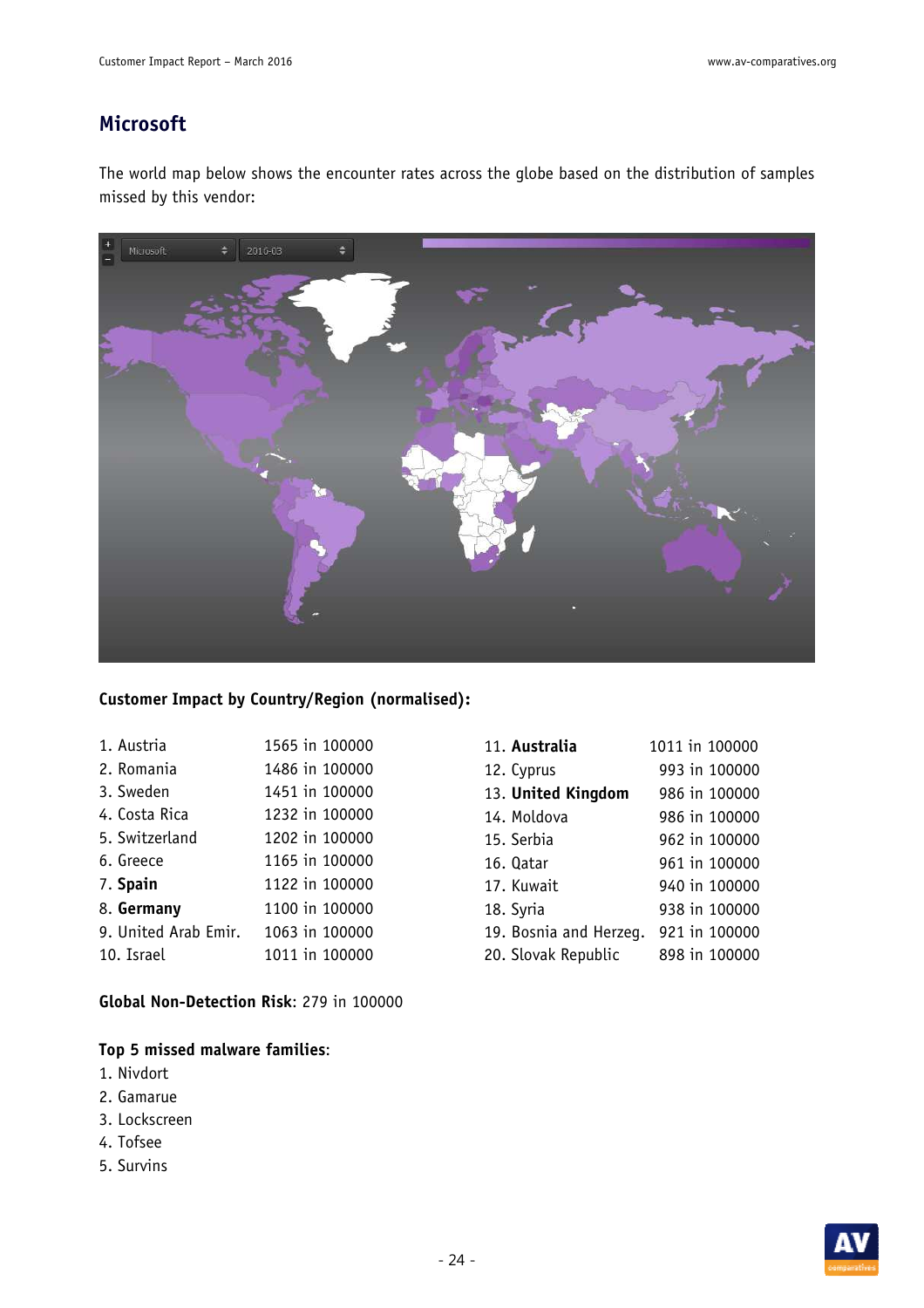## Microsoft

The world map below shows the encounter rates across the globe based on the distribution of samples missed by this vendor:

**Customer Impact by Country/Region (normalised):**

1. Austria 1565 in 100000
2. Romania 1486 in 100000
3. Sweden 1451 in 100000
4. Costa Rica 1232 in 100000
5. Switzerland 1202 in 100000
6. Greece 1165 in 100000
7. **Spain** 1122 in 100000
8. **Germany** 1100 in 100000
9. United Arab Emir. 1063 in 100000
10. Israel 1011 in 100000
11. **Australia** 1011 in 100000
12. Cyprus 993 in 100000
13. **United Kingdom** 986 in 100000
14. Moldova 986 in 100000
15. Serbia 962 in 100000
16. Qatar 961 in 100000
17. Kuwait 940 in 100000
18. Syria 938 in 100000
19. Bosnia and Herzeg. 921 in 100000
20. Slovak Republic 898 in 100000

**Global Non-Detection Risk**: 279 in 100000

**Top 5 missed malware families**:

1. Nivdort
2. Gamarue
3. Lockscreen
4. Tofsee
5. Survins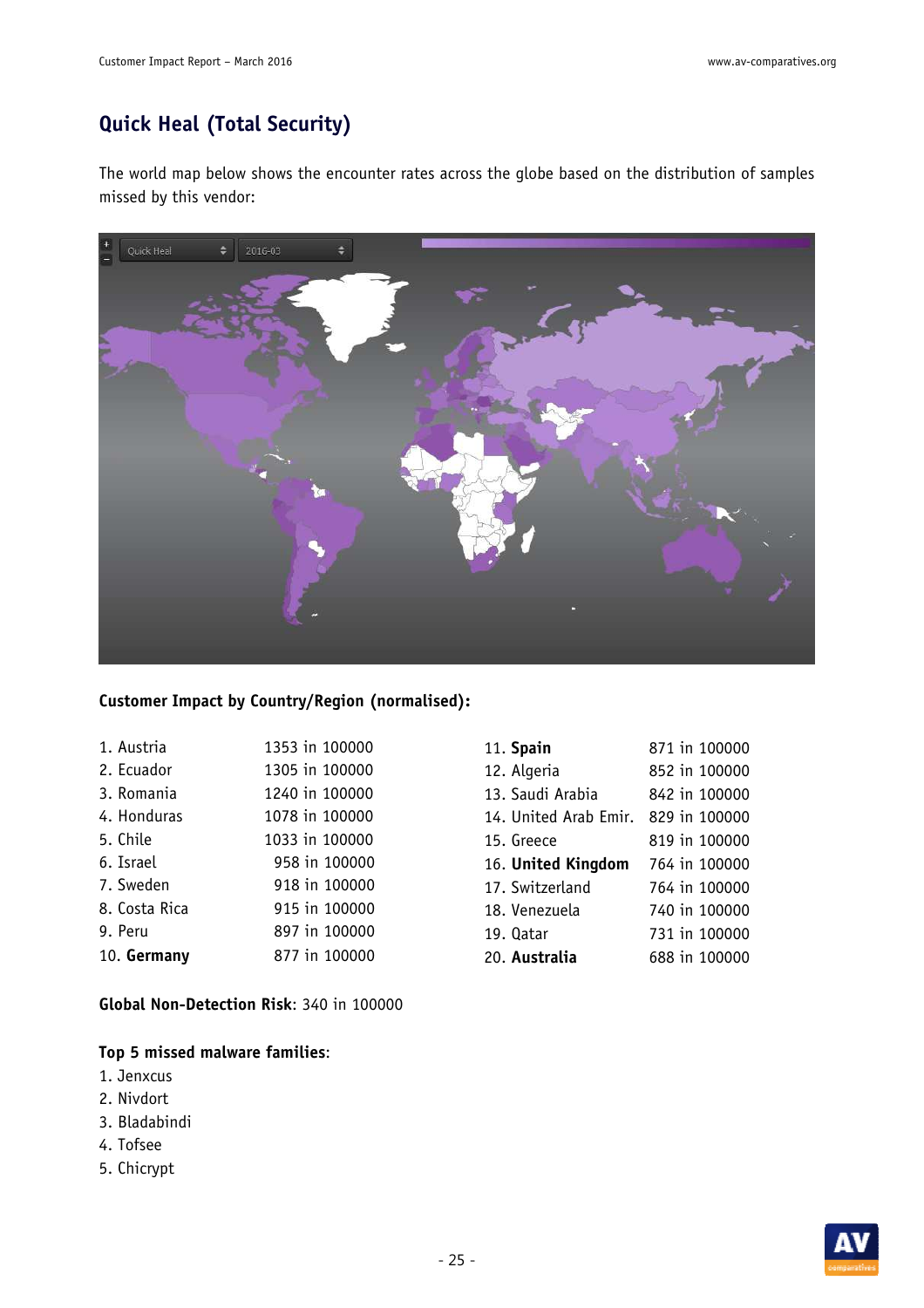## Quick Heal (Total Security)

The world map below shows the encounter rates across the globe based on the distribution of samples missed by this vendor:

**Customer Impact by Country/Region (normalised):**

| | | | |
|---|---|---|---|
| 1. Austria | 1353 in 100000 | 11. **Spain** | 871 in 100000 |
| 2. Ecuador | 1305 in 100000 | 12. Algeria | 852 in 100000 |
| 3. Romania | 1240 in 100000 | 13. Saudi Arabia | 842 in 100000 |
| 4. Honduras | 1078 in 100000 | 14. United Arab Emir. | 829 in 100000 |
| 5. Chile | 1033 in 100000 | 15. Greece | 819 in 100000 |
| 6. Israel | 958 in 100000 | 16. **United Kingdom** | 764 in 100000 |
| 7. Sweden | 918 in 100000 | 17. Switzerland | 764 in 100000 |
| 8. Costa Rica | 915 in 100000 | 18. Venezuela | 740 in 100000 |
| 9. Peru | 897 in 100000 | 19. Qatar | 731 in 100000 |
| 10. **Germany** | 877 in 100000 | 20. **Australia** | 688 in 100000 |

**Global Non-Detection Risk**: 340 in 100000

**Top 5 missed malware families**:

1. Jenxcus
2. Nivdort
3. Bladabindi
4. Tofsee
5. Chicrypt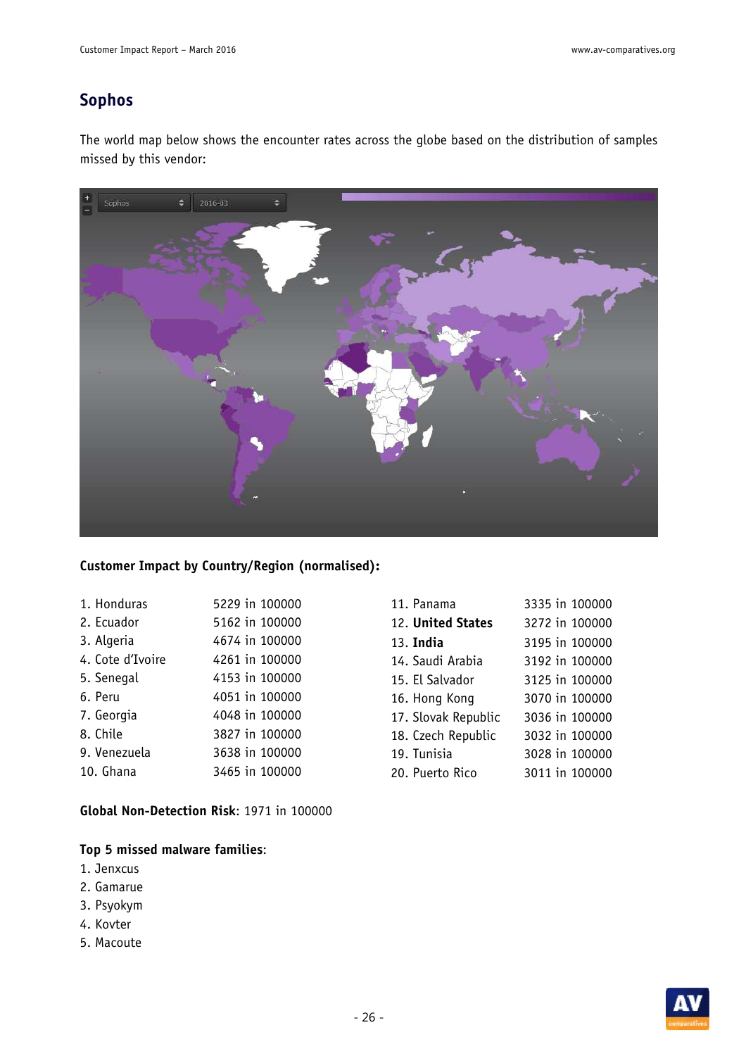## Sophos

The world map below shows the encounter rates across the globe based on the distribution of samples missed by this vendor:

**Customer Impact by Country/Region (normalised):**

| | |
|---|---|
| 1. Honduras | 5229 in 100000 |
| 2. Ecuador | 5162 in 100000 |
| 3. Algeria | 4674 in 100000 |
| 4. Cote d'Ivoire | 4261 in 100000 |
| 5. Senegal | 4153 in 100000 |
| 6. Peru | 4051 in 100000 |
| 7. Georgia | 4048 in 100000 |
| 8. Chile | 3827 in 100000 |
| 9. Venezuela | 3638 in 100000 |
| 10. Ghana | 3465 in 100000 |
| 11. Panama | 3335 in 100000 |
| 12. **United States** | 3272 in 100000 |
| 13. **India** | 3195 in 100000 |
| 14. Saudi Arabia | 3192 in 100000 |
| 15. El Salvador | 3125 in 100000 |
| 16. Hong Kong | 3070 in 100000 |
| 17. Slovak Republic | 3036 in 100000 |
| 18. Czech Republic | 3032 in 100000 |
| 19. Tunisia | 3028 in 100000 |
| 20. Puerto Rico | 3011 in 100000 |

**Global Non-Detection Risk**: 1971 in 100000

**Top 5 missed malware families**:
1. Jenxcus
2. Gamarue
3. Psyokym
4. Kovter
5. Macoute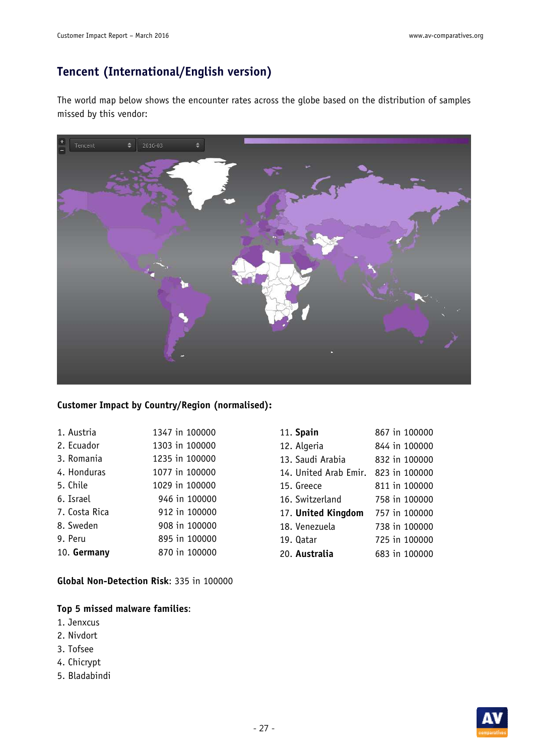## Tencent (International/English version)

The world map below shows the encounter rates across the globe based on the distribution of samples missed by this vendor:

**Customer Impact by Country/Region (normalised):**

| | | | |
|---|---|---|---|
| 1. Austria | 1347 in 100000 | 11. **Spain** | 867 in 100000 |
| 2. Ecuador | 1303 in 100000 | 12. Algeria | 844 in 100000 |
| 3. Romania | 1235 in 100000 | 13. Saudi Arabia | 832 in 100000 |
| 4. Honduras | 1077 in 100000 | 14. United Arab Emir. | 823 in 100000 |
| 5. Chile | 1029 in 100000 | 15. Greece | 811 in 100000 |
| 6. Israel | 946 in 100000 | 16. Switzerland | 758 in 100000 |
| 7. Costa Rica | 912 in 100000 | 17. **United Kingdom** | 757 in 100000 |
| 8. Sweden | 908 in 100000 | 18. Venezuela | 738 in 100000 |
| 9. Peru | 895 in 100000 | 19. Qatar | 725 in 100000 |
| 10. **Germany** | 870 in 100000 | 20. **Australia** | 683 in 100000 |

**Global Non-Detection Risk**: 335 in 100000

**Top 5 missed malware families**:
1. Jenxcus
2. Nivdort
3. Tofsee
4. Chicrypt
5. Bladabindi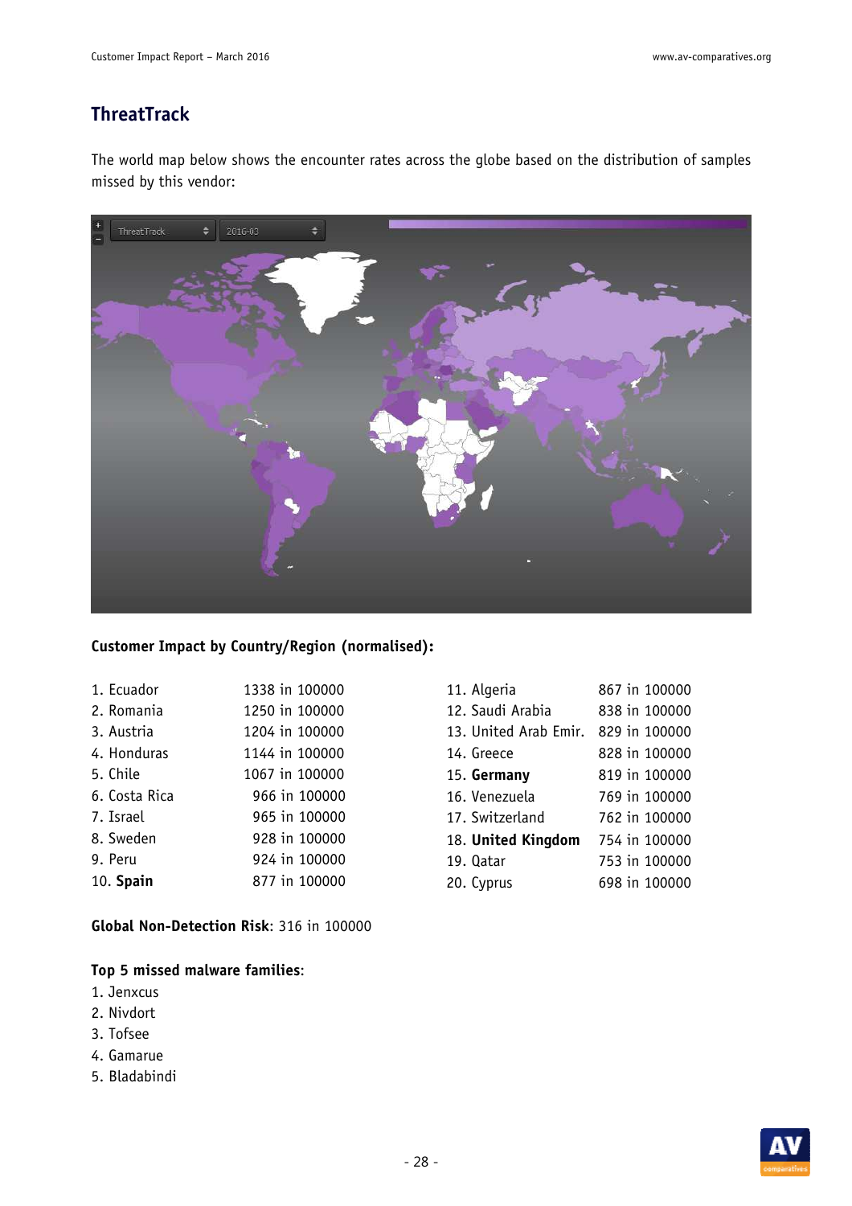## ThreatTrack

The world map below shows the encounter rates across the globe based on the distribution of samples missed by this vendor:

**Customer Impact by Country/Region (normalised):**

1. Ecuador 1338 in 100000
2. Romania 1250 in 100000
3. Austria 1204 in 100000
4. Honduras 1144 in 100000
5. Chile 1067 in 100000
6. Costa Rica 966 in 100000
7. Israel 965 in 100000
8. Sweden 928 in 100000
9. Peru 924 in 100000
10. **Spain** 877 in 100000
11. Algeria 867 in 100000
12. Saudi Arabia 838 in 100000
13. United Arab Emir. 829 in 100000
14. Greece 828 in 100000
15. **Germany** 819 in 100000
16. Venezuela 769 in 100000
17. Switzerland 762 in 100000
18. **United Kingdom** 754 in 100000
19. Qatar 753 in 100000
20. Cyprus 698 in 100000

**Global Non-Detection Risk**: 316 in 100000

**Top 5 missed malware families**:
1. Jenxcus
2. Nivdort
3. Tofsee
4. Gamarue
5. Bladabindi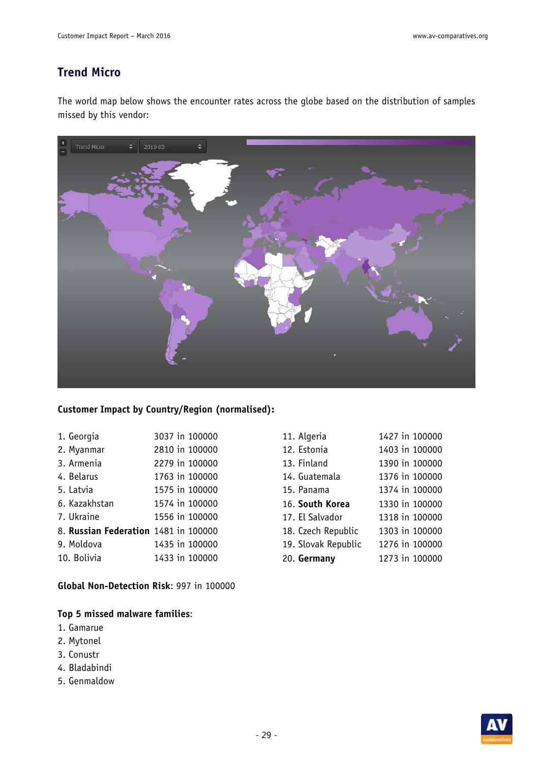## Trend Micro

The world map below shows the encounter rates across the globe based on the distribution of samples missed by this vendor:

**Customer Impact by Country/Region (normalised):**

| | | | |
|---|---|---|---|
| 1. Georgia | 3037 in 100000 | 11. Algeria | 1427 in 100000 |
| 2. Myanmar | 2810 in 100000 | 12. Estonia | 1403 in 100000 |
| 3. Armenia | 2279 in 100000 | 13. Finland | 1390 in 100000 |
| 4. Belarus | 1763 in 100000 | 14. Guatemala | 1376 in 100000 |
| 5. Latvia | 1575 in 100000 | 15. Panama | 1374 in 100000 |
| 6. Kazakhstan | 1574 in 100000 | 16. **South Korea** | 1330 in 100000 |
| 7. Ukraine | 1556 in 100000 | 17. El Salvador | 1318 in 100000 |
| 8. **Russian Federation** | 1481 in 100000 | 18. Czech Republic | 1303 in 100000 |
| 9. Moldova | 1435 in 100000 | 19. Slovak Republic | 1276 in 100000 |
| 10. Bolivia | 1433 in 100000 | 20. **Germany** | 1273 in 100000 |

**Global Non-Detection Risk**: 997 in 100000

**Top 5 missed malware families**:
1. Gamarue
2. Mytonel
3. Conustr
4. Bladabindi
5. Genmaldow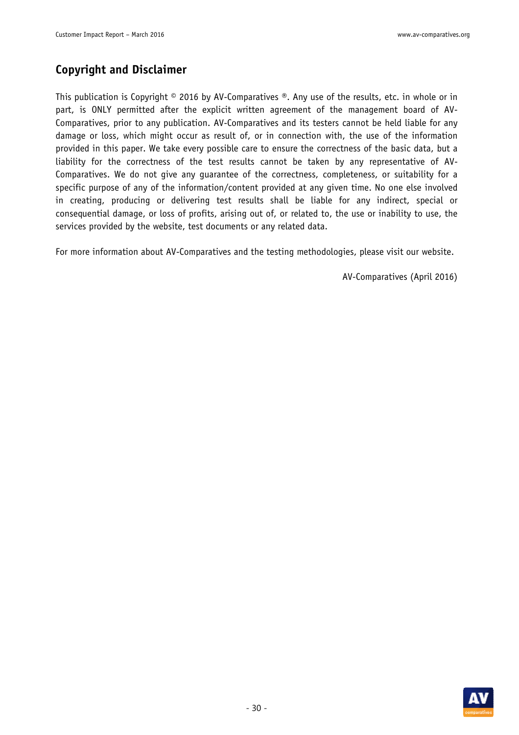## Copyright and Disclaimer

This publication is Copyright © 2016 by AV-Comparatives ®. Any use of the results, etc. in whole or in part, is ONLY permitted after the explicit written agreement of the management board of AV-Comparatives, prior to any publication. AV-Comparatives and its testers cannot be held liable for any damage or loss, which might occur as result of, or in connection with, the use of the information provided in this paper. We take every possible care to ensure the correctness of the basic data, but a liability for the correctness of the test results cannot be taken by any representative of AV-Comparatives. We do not give any guarantee of the correctness, completeness, or suitability for a specific purpose of any of the information/content provided at any given time. No one else involved in creating, producing or delivering test results shall be liable for any indirect, special or consequential damage, or loss of profits, arising out of, or related to, the use or inability to use, the services provided by the website, test documents or any related data.

For more information about AV-Comparatives and the testing methodologies, please visit our website.

AV-Comparatives (April 2016)